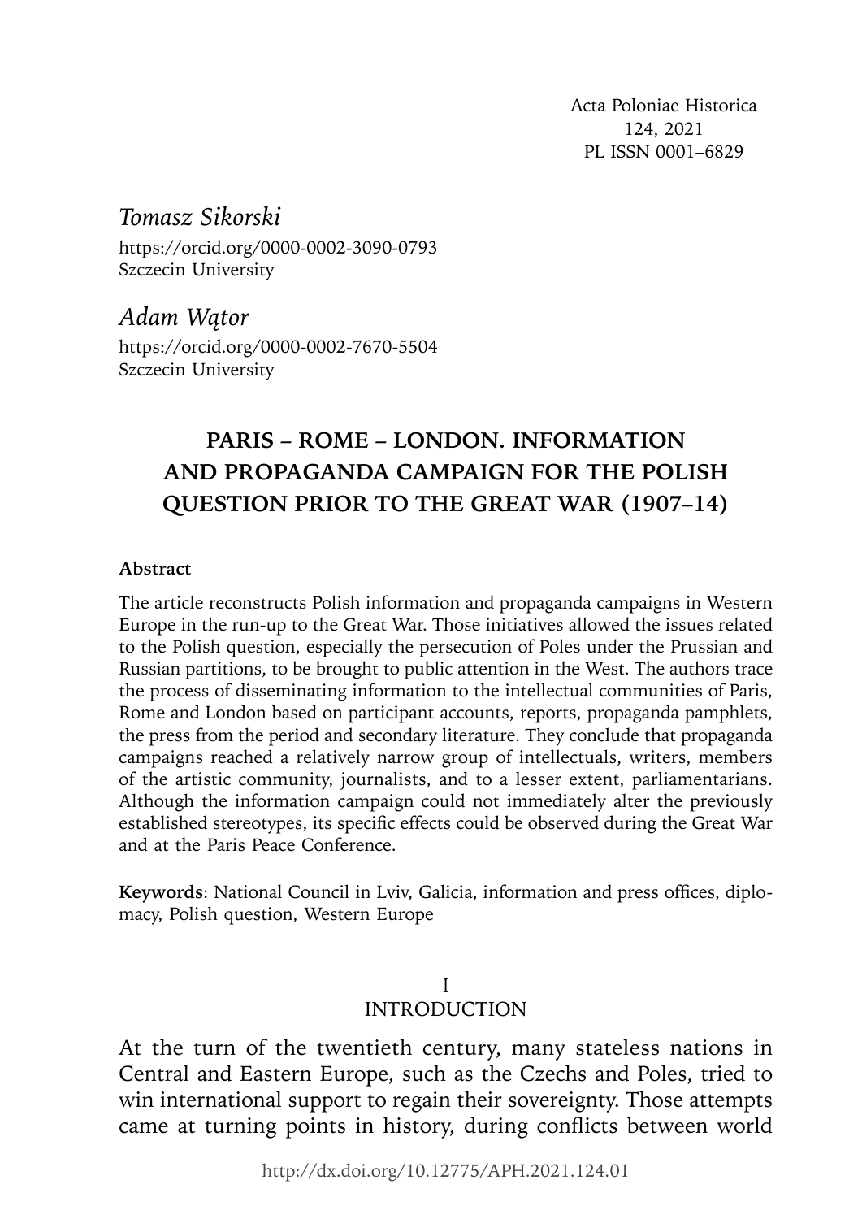Acta Poloniae Historica
124, 2021
PL ISSN 0001–6829

*Tomasz Sikorski*
https://orcid.org/0000-0002-3090-0793
Szczecin University

*Adam Wątor*
https://orcid.org/0000-0002-7670-5504
Szczecin University

# PARIS – ROME – LONDON. INFORMATION AND PROPAGANDA CAMPAIGN FOR THE POLISH QUESTION PRIOR TO THE GREAT WAR (1907–14)

**Abstract**

The article reconstructs Polish information and propaganda campaigns in Western Europe in the run-up to the Great War. Those initiatives allowed the issues related to the Polish question, especially the persecution of Poles under the Prussian and Russian partitions, to be brought to public attention in the West. The authors trace the process of disseminating information to the intellectual communities of Paris, Rome and London based on participant accounts, reports, propaganda pamphlets, the press from the period and secondary literature. They conclude that propaganda campaigns reached a relatively narrow group of intellectuals, writers, members of the artistic community, journalists, and to a lesser extent, parliamentarians. Although the information campaign could not immediately alter the previously established stereotypes, its specific effects could be observed during the Great War and at the Paris Peace Conference.

**Keywords**: National Council in Lviv, Galicia, information and press offices, diplomacy, Polish question, Western Europe

## I
## INTRODUCTION

At the turn of the twentieth century, many stateless nations in Central and Eastern Europe, such as the Czechs and Poles, tried to win international support to regain their sovereignty. Those attempts came at turning points in history, during conflicts between world

http://dx.doi.org/10.12775/APH.2021.124.01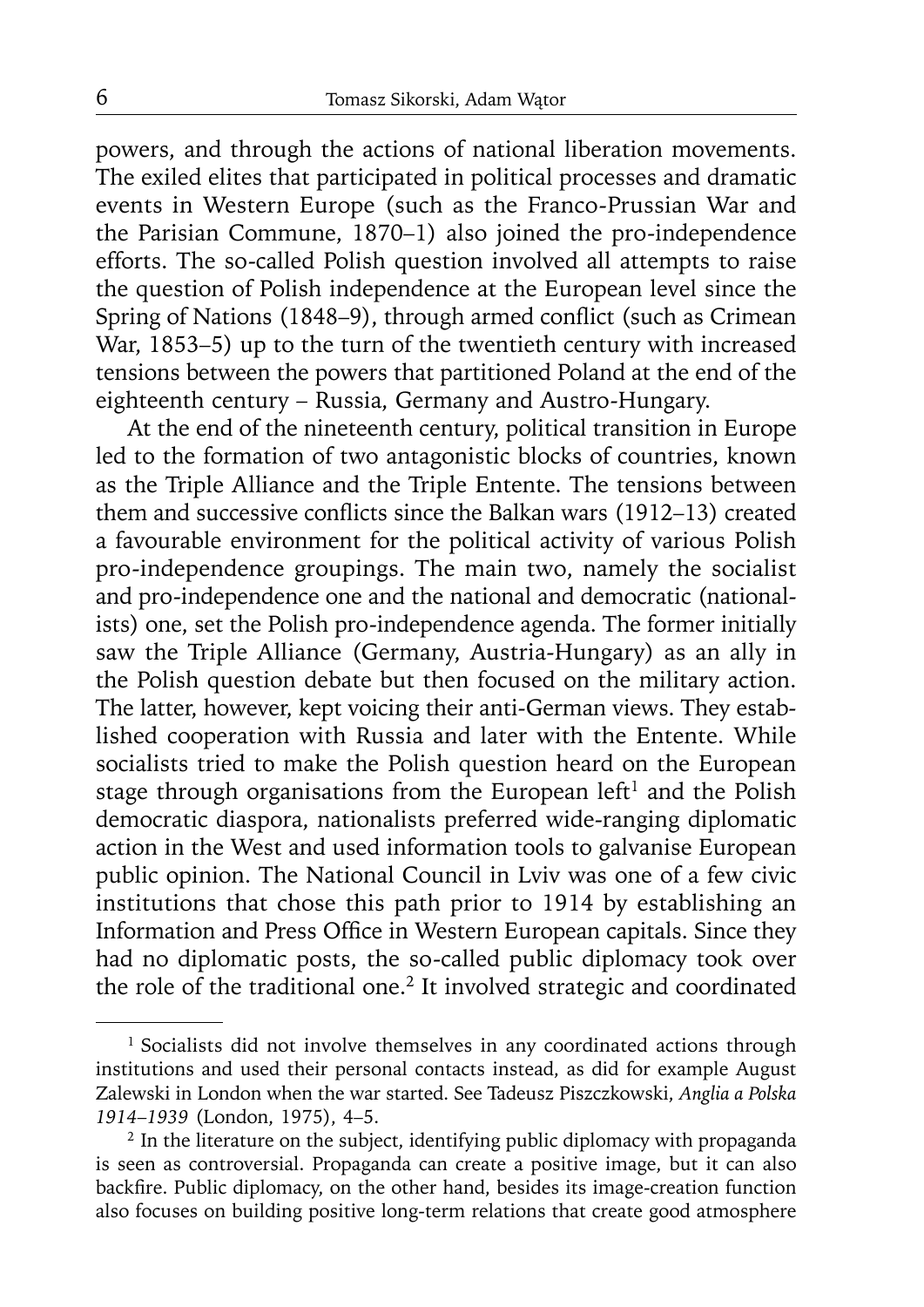powers, and through the actions of national liberation movements. The exiled elites that participated in political processes and dramatic events in Western Europe (such as the Franco-Prussian War and the Parisian Commune, 1870–1) also joined the pro-independence efforts. The so-called Polish question involved all attempts to raise the question of Polish independence at the European level since the Spring of Nations (1848–9), through armed conflict (such as Crimean War, 1853–5) up to the turn of the twentieth century with increased tensions between the powers that partitioned Poland at the end of the eighteenth century – Russia, Germany and Austro-Hungary.

At the end of the nineteenth century, political transition in Europe led to the formation of two antagonistic blocks of countries, known as the Triple Alliance and the Triple Entente. The tensions between them and successive conflicts since the Balkan wars (1912–13) created a favourable environment for the political activity of various Polish pro-independence groupings. The main two, namely the socialist and pro-independence one and the national and democratic (nationalists) one, set the Polish pro-independence agenda. The former initially saw the Triple Alliance (Germany, Austria-Hungary) as an ally in the Polish question debate but then focused on the military action. The latter, however, kept voicing their anti-German views. They established cooperation with Russia and later with the Entente. While socialists tried to make the Polish question heard on the European stage through organisations from the European left[1] and the Polish democratic diaspora, nationalists preferred wide-ranging diplomatic action in the West and used information tools to galvanise European public opinion. The National Council in Lviv was one of a few civic institutions that chose this path prior to 1914 by establishing an Information and Press Office in Western European capitals. Since they had no diplomatic posts, the so-called public diplomacy took over the role of the traditional one.[2] It involved strategic and coordinated

---

[1] Socialists did not involve themselves in any coordinated actions through institutions and used their personal contacts instead, as did for example August Zalewski in London when the war started. See Tadeusz Piszczkowski, *Anglia a Polska 1914–1939* (London, 1975), 4–5.

[2] In the literature on the subject, identifying public diplomacy with propaganda is seen as controversial. Propaganda can create a positive image, but it can also backfire. Public diplomacy, on the other hand, besides its image-creation function also focuses on building positive long-term relations that create good atmosphere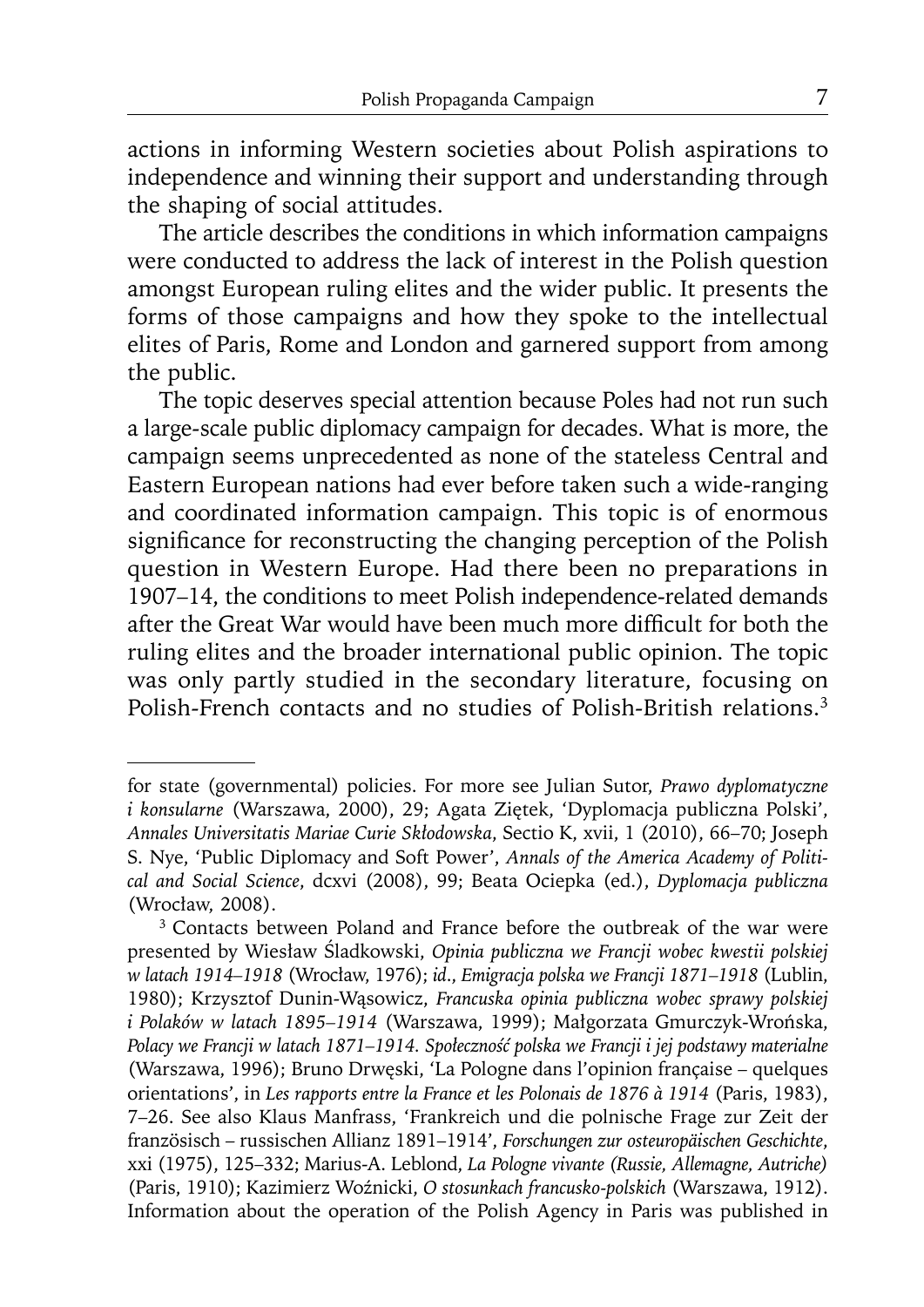actions in informing Western societies about Polish aspirations to independence and winning their support and understanding through the shaping of social attitudes.

The article describes the conditions in which information campaigns were conducted to address the lack of interest in the Polish question amongst European ruling elites and the wider public. It presents the forms of those campaigns and how they spoke to the intellectual elites of Paris, Rome and London and garnered support from among the public.

The topic deserves special attention because Poles had not run such a large-scale public diplomacy campaign for decades. What is more, the campaign seems unprecedented as none of the stateless Central and Eastern European nations had ever before taken such a wide-ranging and coordinated information campaign. This topic is of enormous significance for reconstructing the changing perception of the Polish question in Western Europe. Had there been no preparations in 1907–14, the conditions to meet Polish independence-related demands after the Great War would have been much more difficult for both the ruling elites and the broader international public opinion. The topic was only partly studied in the secondary literature, focusing on Polish-French contacts and no studies of Polish-British relations.[3]

---

for state (governmental) policies. For more see Julian Sutor, *Prawo dyplomatyczne i konsularne* (Warszawa, 2000), 29; Agata Ziętek, 'Dyplomacja publiczna Polski', *Annales Universitatis Mariae Curie Skłodowska*, Sectio K, xvii, 1 (2010), 66–70; Joseph S. Nye, 'Public Diplomacy and Soft Power', *Annals of the America Academy of Political and Social Science*, dcxvi (2008), 99; Beata Ociepka (ed.), *Dyplomacja publiczna* (Wrocław, 2008).

[3] Contacts between Poland and France before the outbreak of the war were presented by Wiesław Śladkowski, *Opinia publiczna we Francji wobec kwestii polskiej w latach 1914–1918* (Wrocław, 1976); *id.*, *Emigracja polska we Francji 1871–1918* (Lublin, 1980); Krzysztof Dunin-Wąsowicz, *Francuska opinia publiczna wobec sprawy polskiej i Polaków w latach 1895–1914* (Warszawa, 1999); Małgorzata Gmurczyk-Wrońska, *Polacy we Francji w latach 1871–1914. Społeczność polska we Francji i jej podstawy materialne* (Warszawa, 1996); Bruno Drwęski, 'La Pologne dans l'opinion française – quelques orientations', in *Les rapports entre la France et les Polonais de 1876 à 1914* (Paris, 1983), 7–26. See also Klaus Manfrass, 'Frankreich und die polnische Frage zur Zeit der französisch – russischen Allianz 1891–1914', *Forschungen zur osteuropäischen Geschichte*, xxi (1975), 125–332; Marius-A. Leblond, *La Pologne vivante (Russie, Allemagne, Autriche)* (Paris, 1910); Kazimierz Woźnicki, *O stosunkach francusko-polskich* (Warszawa, 1912). Information about the operation of the Polish Agency in Paris was published in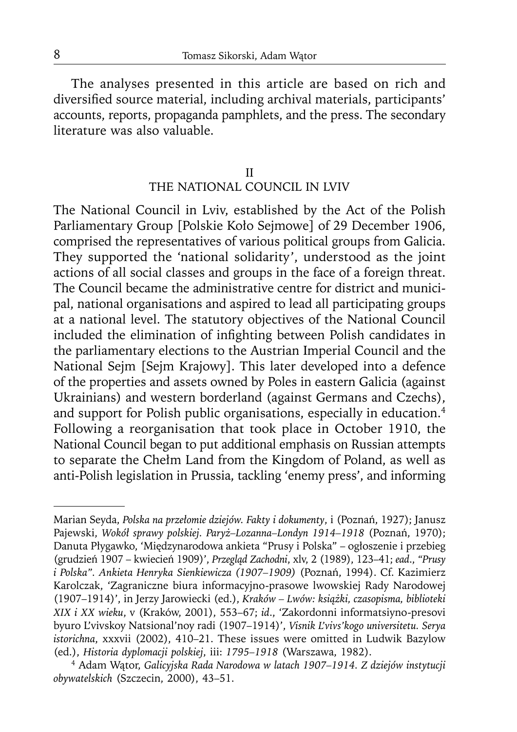The analyses presented in this article are based on rich and diversified source material, including archival materials, participants' accounts, reports, propaganda pamphlets, and the press. The secondary literature was also valuable.

## II
## THE NATIONAL COUNCIL IN LVIV

The National Council in Lviv, established by the Act of the Polish Parliamentary Group [Polskie Koło Sejmowe] of 29 December 1906, comprised the representatives of various political groups from Galicia. They supported the 'national solidarity', understood as the joint actions of all social classes and groups in the face of a foreign threat. The Council became the administrative centre for district and municipal, national organisations and aspired to lead all participating groups at a national level. The statutory objectives of the National Council included the elimination of infighting between Polish candidates in the parliamentary elections to the Austrian Imperial Council and the National Sejm [Sejm Krajowy]. This later developed into a defence of the properties and assets owned by Poles in eastern Galicia (against Ukrainians) and western borderland (against Germans and Czechs), and support for Polish public organisations, especially in education.[4] Following a reorganisation that took place in October 1910, the National Council began to put additional emphasis on Russian attempts to separate the Chełm Land from the Kingdom of Poland, as well as anti-Polish legislation in Prussia, tackling 'enemy press', and informing

---

Marian Seyda, *Polska na przełomie dziejów. Fakty i dokumenty*, i (Poznań, 1927); Janusz Pajewski, *Wokół sprawy polskiej. Paryż–Lozanna–Londyn 1914–1918* (Poznań, 1970); Danuta Pływgawko, 'Międzynarodowa ankieta "Prusy i Polska" – ogłoszenie i przebieg (grudzień 1907 – kwiecień 1909)', *Przegląd Zachodni*, xlv, 2 (1989), 123–41; *ead.*, *"Prusy i Polska". Ankieta Henryka Sienkiewicza (1907–1909)* (Poznań, 1994). Cf. Kazimierz Karolczak, 'Zagraniczne biura informacyjno-prasowe lwowskiej Rady Narodowej (1907–1914)', in Jerzy Jarowiecki (ed.), *Kraków – Lwów: książki, czasopisma, biblioteki XIX i XX wieku*, v (Kraków, 2001), 553–67; *id.*, 'Zakordonni informatsiyno-presovi byuro L'vivskoy Natsional'noy radi (1907–1914)', *Visnik L'vivs'kogo universitetu. Serya istorichna*, xxxvii (2002), 410–21. These issues were omitted in Ludwik Bazylow (ed.), *Historia dyplomacji polskiej*, iii: *1795–1918* (Warszawa, 1982).

[4] Adam Wątor, *Galicyjska Rada Narodowa w latach 1907–1914. Z dziejów instytucji obywatelskich* (Szczecin, 2000), 43–51.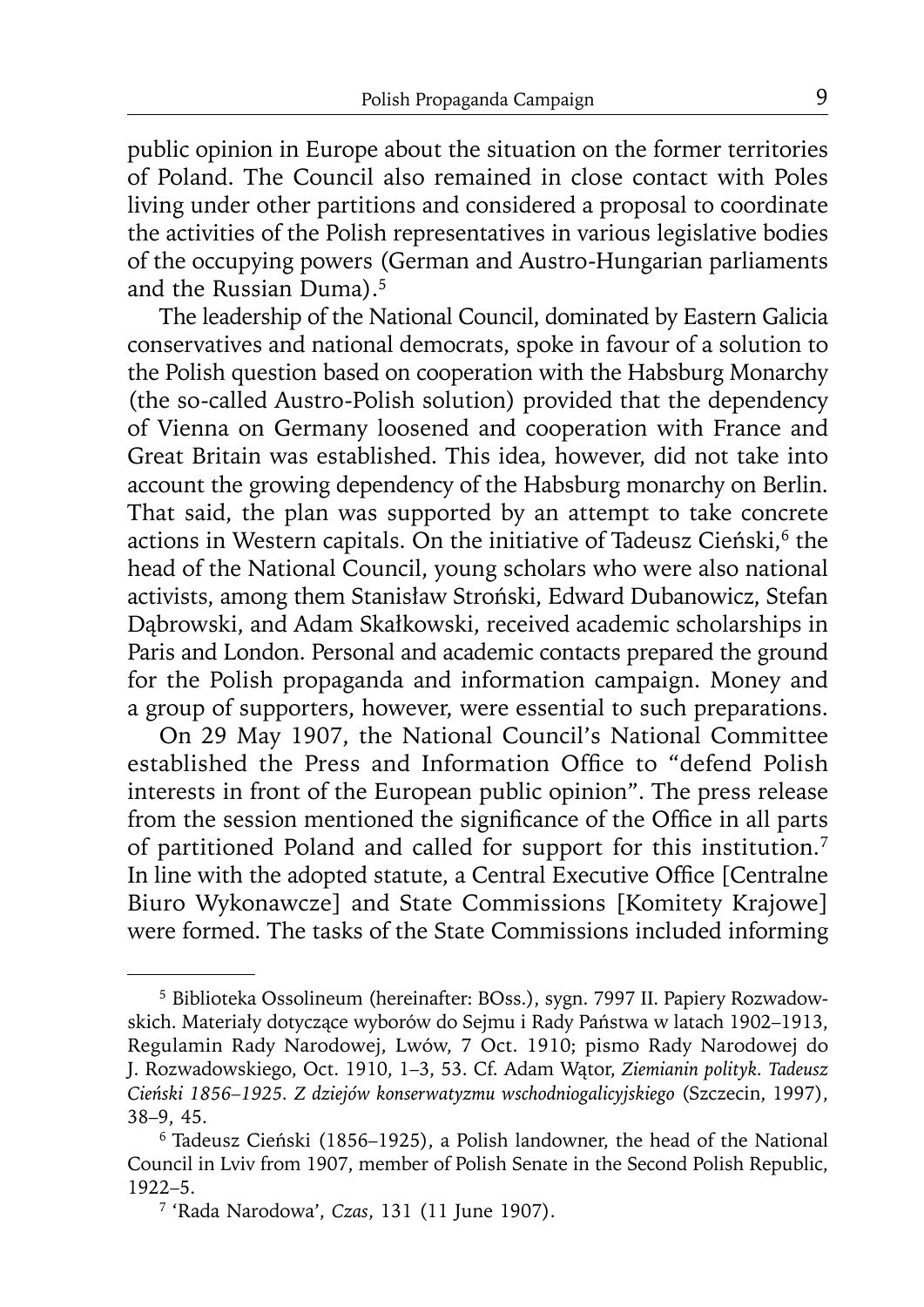public opinion in Europe about the situation on the former territories of Poland. The Council also remained in close contact with Poles living under other partitions and considered a proposal to coordinate the activities of the Polish representatives in various legislative bodies of the occupying powers (German and Austro-Hungarian parliaments and the Russian Duma).[5]

The leadership of the National Council, dominated by Eastern Galicia conservatives and national democrats, spoke in favour of a solution to the Polish question based on cooperation with the Habsburg Monarchy (the so-called Austro-Polish solution) provided that the dependency of Vienna on Germany loosened and cooperation with France and Great Britain was established. This idea, however, did not take into account the growing dependency of the Habsburg monarchy on Berlin. That said, the plan was supported by an attempt to take concrete actions in Western capitals. On the initiative of Tadeusz Cieński,[6] the head of the National Council, young scholars who were also national activists, among them Stanisław Stroński, Edward Dubanowicz, Stefan Dąbrowski, and Adam Skałkowski, received academic scholarships in Paris and London. Personal and academic contacts prepared the ground for the Polish propaganda and information campaign. Money and a group of supporters, however, were essential to such preparations.

On 29 May 1907, the National Council's National Committee established the Press and Information Office to "defend Polish interests in front of the European public opinion". The press release from the session mentioned the significance of the Office in all parts of partitioned Poland and called for support for this institution.[7] In line with the adopted statute, a Central Executive Office [Centralne Biuro Wykonawcze] and State Commissions [Komitety Krajowe] were formed. The tasks of the State Commissions included informing

---

[5] Biblioteka Ossolineum (hereinafter: BOss.), sygn. 7997 II. Papiery Rozwadowskich. Materiały dotyczące wyborów do Sejmu i Rady Państwa w latach 1902–1913, Regulamin Rady Narodowej, Lwów, 7 Oct. 1910; pismo Rady Narodowej do J. Rozwadowskiego, Oct. 1910, 1–3, 53. Cf. Adam Wątor, *Ziemianin polityk. Tadeusz Cieński 1856–1925. Z dziejów konserwatyzmu wschodniogalicyjskiego* (Szczecin, 1997), 38–9, 45.

[6] Tadeusz Cieński (1856–1925), a Polish landowner, the head of the National Council in Lviv from 1907, member of Polish Senate in the Second Polish Republic, 1922–5.

[7] 'Rada Narodowa', *Czas*, 131 (11 June 1907).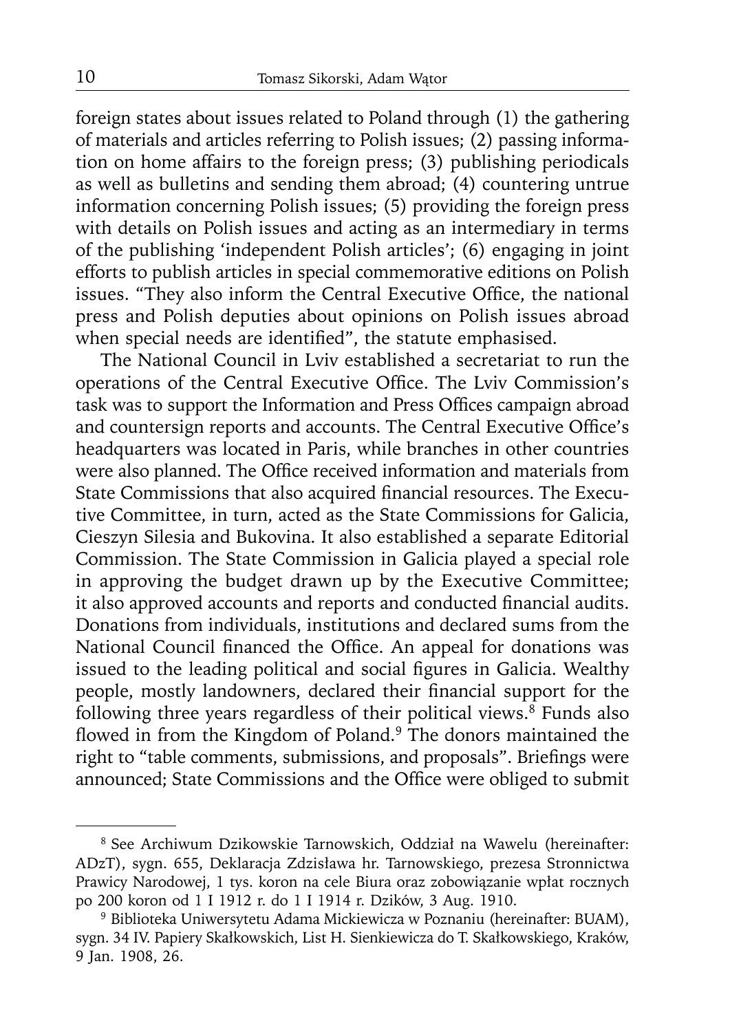foreign states about issues related to Poland through (1) the gathering of materials and articles referring to Polish issues; (2) passing information on home affairs to the foreign press; (3) publishing periodicals as well as bulletins and sending them abroad; (4) countering untrue information concerning Polish issues; (5) providing the foreign press with details on Polish issues and acting as an intermediary in terms of the publishing 'independent Polish articles'; (6) engaging in joint efforts to publish articles in special commemorative editions on Polish issues. "They also inform the Central Executive Office, the national press and Polish deputies about opinions on Polish issues abroad when special needs are identified", the statute emphasised.

The National Council in Lviv established a secretariat to run the operations of the Central Executive Office. The Lviv Commission's task was to support the Information and Press Offices campaign abroad and countersign reports and accounts. The Central Executive Office's headquarters was located in Paris, while branches in other countries were also planned. The Office received information and materials from State Commissions that also acquired financial resources. The Executive Committee, in turn, acted as the State Commissions for Galicia, Cieszyn Silesia and Bukovina. It also established a separate Editorial Commission. The State Commission in Galicia played a special role in approving the budget drawn up by the Executive Committee; it also approved accounts and reports and conducted financial audits. Donations from individuals, institutions and declared sums from the National Council financed the Office. An appeal for donations was issued to the leading political and social figures in Galicia. Wealthy people, mostly landowners, declared their financial support for the following three years regardless of their political views.[8] Funds also flowed in from the Kingdom of Poland.[9] The donors maintained the right to "table comments, submissions, and proposals". Briefings were announced; State Commissions and the Office were obliged to submit

---

[8] See Archiwum Dzikowskie Tarnowskich, Oddział na Wawelu (hereinafter: ADzT), sygn. 655, Deklaracja Zdzisława hr. Tarnowskiego, prezesa Stronnictwa Prawicy Narodowej, 1 tys. koron na cele Biura oraz zobowiązanie wpłat rocznych po 200 koron od 1 I 1912 r. do 1 I 1914 r. Dzików, 3 Aug. 1910.

[9] Biblioteka Uniwersytetu Adama Mickiewicza w Poznaniu (hereinafter: BUAM), sygn. 34 IV. Papiery Skałkowskich, List H. Sienkiewicza do T. Skałkowskiego, Kraków, 9 Jan. 1908, 26.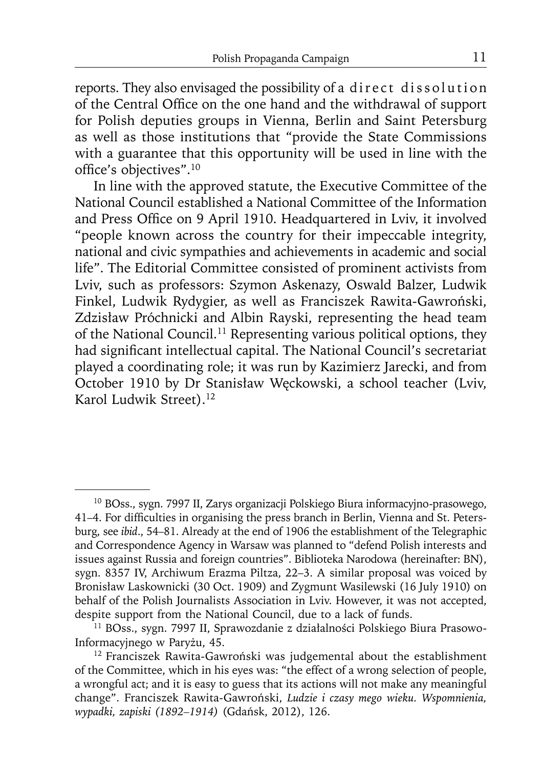reports. They also envisaged the possibility of a direct dissolution of the Central Office on the one hand and the withdrawal of support for Polish deputies groups in Vienna, Berlin and Saint Petersburg as well as those institutions that "provide the State Commissions with a guarantee that this opportunity will be used in line with the office's objectives".[10]

In line with the approved statute, the Executive Committee of the National Council established a National Committee of the Information and Press Office on 9 April 1910. Headquartered in Lviv, it involved "people known across the country for their impeccable integrity, national and civic sympathies and achievements in academic and social life". The Editorial Committee consisted of prominent activists from Lviv, such as professors: Szymon Askenazy, Oswald Balzer, Ludwik Finkel, Ludwik Rydygier, as well as Franciszek Rawita-Gawroński, Zdzisław Próchnicki and Albin Rayski, representing the head team of the National Council.[11] Representing various political options, they had significant intellectual capital. The National Council's secretariat played a coordinating role; it was run by Kazimierz Jarecki, and from October 1910 by Dr Stanisław Węckowski, a school teacher (Lviv, Karol Ludwik Street).[12]

---

[10] BOss., sygn. 7997 II, Zarys organizacji Polskiego Biura informacyjno-prasowego, 41–4. For difficulties in organising the press branch in Berlin, Vienna and St. Petersburg, see *ibid*., 54–81. Already at the end of 1906 the establishment of the Telegraphic and Correspondence Agency in Warsaw was planned to "defend Polish interests and issues against Russia and foreign countries". Biblioteka Narodowa (hereinafter: BN), sygn. 8357 IV, Archiwum Erazma Piltza, 22–3. A similar proposal was voiced by Bronisław Laskownicki (30 Oct. 1909) and Zygmunt Wasilewski (16 July 1910) on behalf of the Polish Journalists Association in Lviv. However, it was not accepted, despite support from the National Council, due to a lack of funds.

[11] BOss., sygn. 7997 II, Sprawozdanie z działalności Polskiego Biura Prasowo-Informacyjnego w Paryżu, 45.

[12] Franciszek Rawita-Gawroński was judgemental about the establishment of the Committee, which in his eyes was: "the effect of a wrong selection of people, a wrongful act; and it is easy to guess that its actions will not make any meaningful change". Franciszek Rawita-Gawroński, *Ludzie i czasy mego wieku. Wspomnienia, wypadki, zapiski (1892–1914)* (Gdańsk, 2012), 126.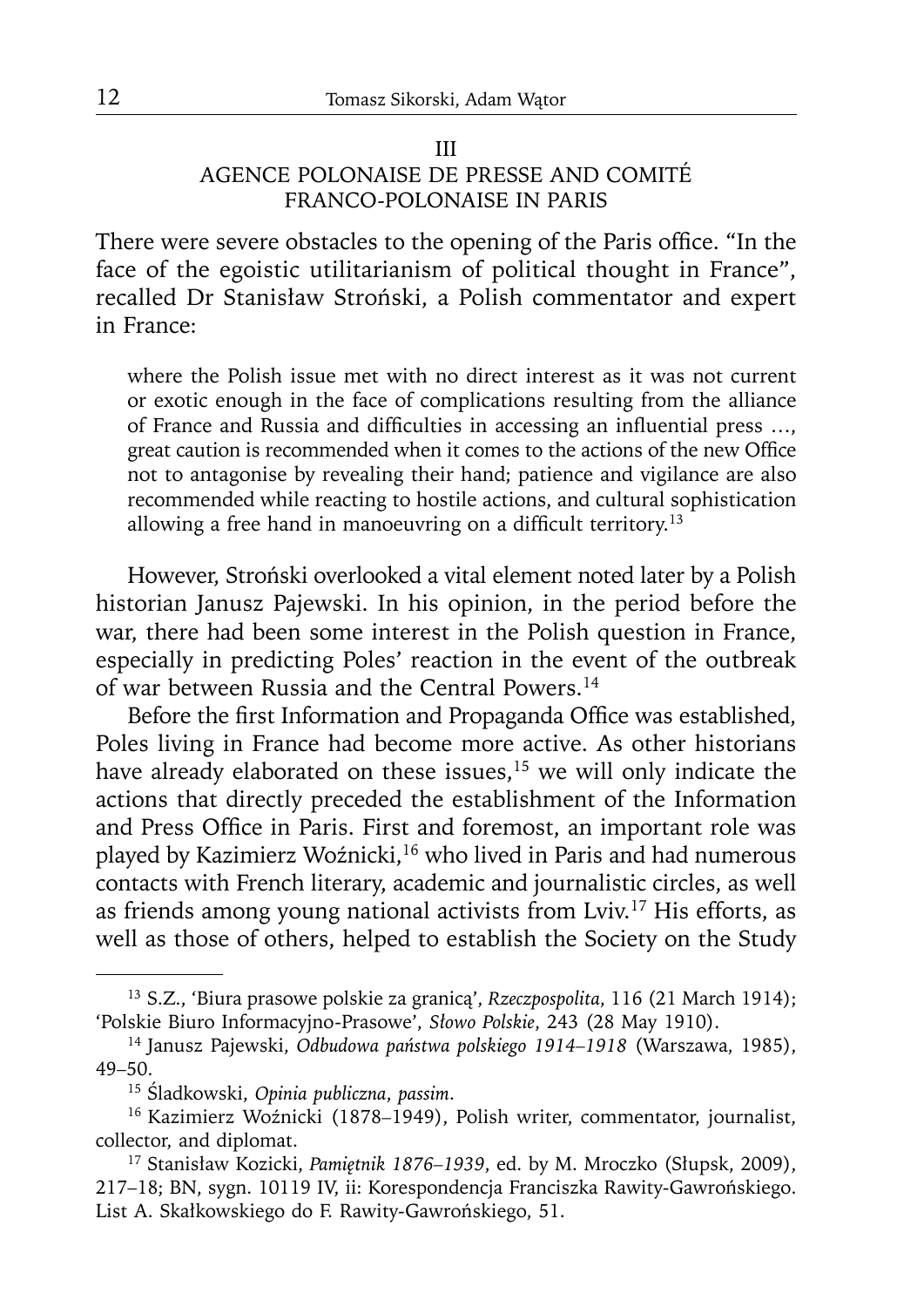## III
## AGENCE POLONAISE DE PRESSE AND COMITÉ FRANCO-POLONAISE IN PARIS

There were severe obstacles to the opening of the Paris office. "In the face of the egoistic utilitarianism of political thought in France", recalled Dr Stanisław Stroński, a Polish commentator and expert in France:

> where the Polish issue met with no direct interest as it was not current or exotic enough in the face of complications resulting from the alliance of France and Russia and difficulties in accessing an influential press ..., great caution is recommended when it comes to the actions of the new Office not to antagonise by revealing their hand; patience and vigilance are also recommended while reacting to hostile actions, and cultural sophistication allowing a free hand in manoeuvring on a difficult territory.[13]

However, Stroński overlooked a vital element noted later by a Polish historian Janusz Pajewski. In his opinion, in the period before the war, there had been some interest in the Polish question in France, especially in predicting Poles' reaction in the event of the outbreak of war between Russia and the Central Powers.[14]

Before the first Information and Propaganda Office was established, Poles living in France had become more active. As other historians have already elaborated on these issues,[15] we will only indicate the actions that directly preceded the establishment of the Information and Press Office in Paris. First and foremost, an important role was played by Kazimierz Woźnicki,[16] who lived in Paris and had numerous contacts with French literary, academic and journalistic circles, as well as friends among young national activists from Lviv.[17] His efforts, as well as those of others, helped to establish the Society on the Study

---

[13] S.Z., 'Biura prasowe polskie za granicą', *Rzeczpospolita*, 116 (21 March 1914); 'Polskie Biuro Informacyjno-Prasowe', *Słowo Polskie*, 243 (28 May 1910).

[14] Janusz Pajewski, *Odbudowa państwa polskiego 1914–1918* (Warszawa, 1985), 49–50.

[15] Śladkowski, *Opinia publiczna*, *passim*.

[16] Kazimierz Woźnicki (1878–1949), Polish writer, commentator, journalist, collector, and diplomat.

[17] Stanisław Kozicki, *Pamiętnik 1876–1939*, ed. by M. Mroczko (Słupsk, 2009), 217–18; BN, sygn. 10119 IV, ii: Korespondencja Franciszka Rawity-Gawrońskiego. List A. Skałkowskiego do F. Rawity-Gawrońskiego, 51.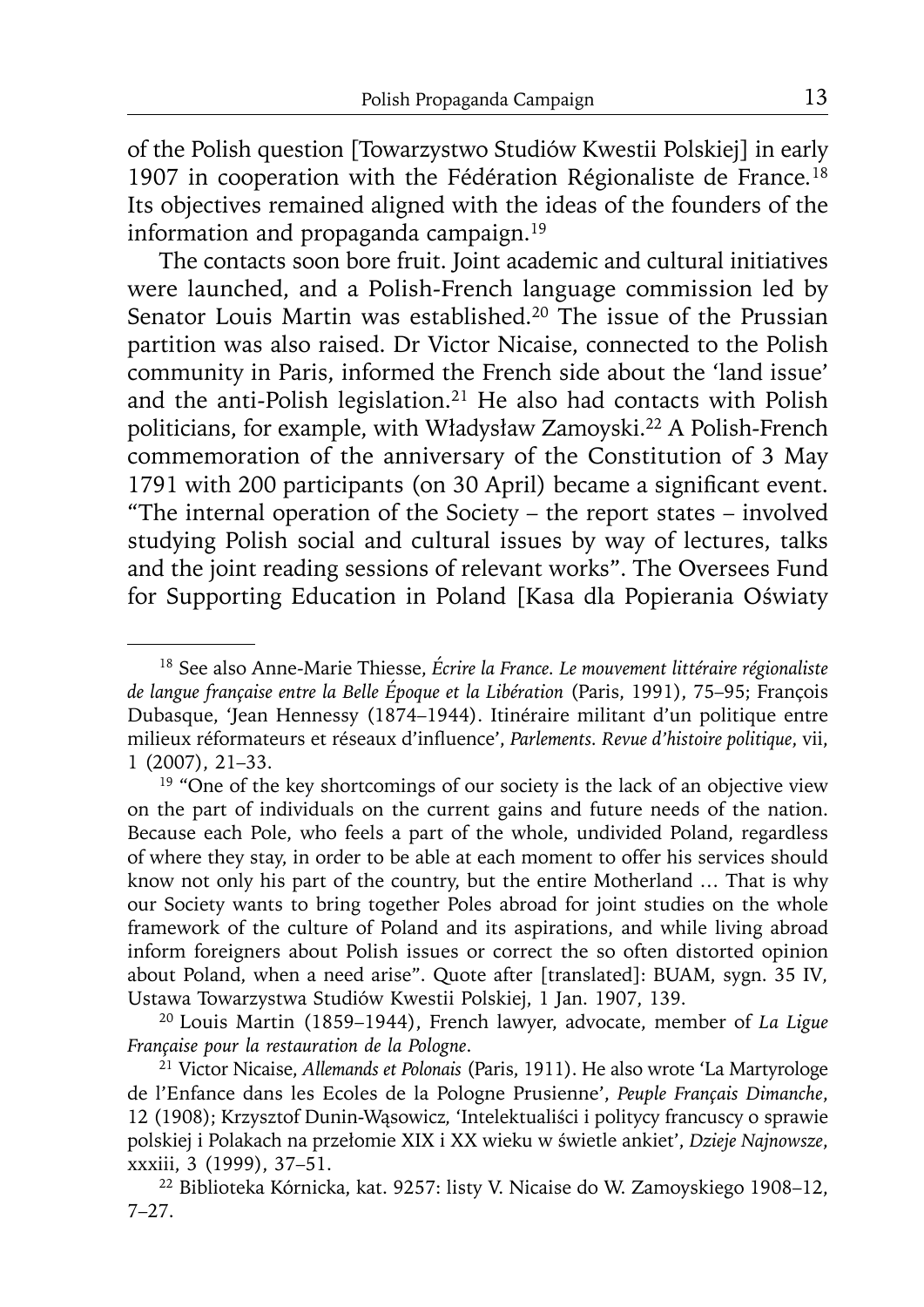of the Polish question [Towarzystwo Studiów Kwestii Polskiej] in early 1907 in cooperation with the Fédération Régionaliste de France.[18] Its objectives remained aligned with the ideas of the founders of the information and propaganda campaign.[19]

The contacts soon bore fruit. Joint academic and cultural initiatives were launched, and a Polish-French language commission led by Senator Louis Martin was established.[20] The issue of the Prussian partition was also raised. Dr Victor Nicaise, connected to the Polish community in Paris, informed the French side about the 'land issue' and the anti-Polish legislation.[21] He also had contacts with Polish politicians, for example, with Władysław Zamoyski.[22] A Polish-French commemoration of the anniversary of the Constitution of 3 May 1791 with 200 participants (on 30 April) became a significant event. "The internal operation of the Society – the report states – involved studying Polish social and cultural issues by way of lectures, talks and the joint reading sessions of relevant works". The Oversees Fund for Supporting Education in Poland [Kasa dla Popierania Oświaty

---

[18] See also Anne-Marie Thiesse, *Écrire la France. Le mouvement littéraire régionaliste de langue française entre la Belle Époque et la Libération* (Paris, 1991), 75–95; François Dubasque, 'Jean Hennessy (1874–1944). Itinéraire militant d'un politique entre milieux réformateurs et réseaux d'influence', *Parlements. Revue d'histoire politique*, vii, 1 (2007), 21–33.

[19] "One of the key shortcomings of our society is the lack of an objective view on the part of individuals on the current gains and future needs of the nation. Because each Pole, who feels a part of the whole, undivided Poland, regardless of where they stay, in order to be able at each moment to offer his services should know not only his part of the country, but the entire Motherland … That is why our Society wants to bring together Poles abroad for joint studies on the whole framework of the culture of Poland and its aspirations, and while living abroad inform foreigners about Polish issues or correct the so often distorted opinion about Poland, when a need arise". Quote after [translated]: BUAM, sygn. 35 IV, Ustawa Towarzystwa Studiów Kwestii Polskiej, 1 Jan. 1907, 139.

[20] Louis Martin (1859–1944), French lawyer, advocate, member of *La Ligue Française pour la restauration de la Pologne*.

[21] Victor Nicaise, *Allemands et Polonais* (Paris, 1911). He also wrote 'La Martyrologe de l'Enfance dans les Ecoles de la Pologne Prusienne', *Peuple Français Dimanche*, 12 (1908); Krzysztof Dunin-Wąsowicz, 'Intelektualiści i politycy francuscy o sprawie polskiej i Polakach na przełomie XIX i XX wieku w świetle ankiet', *Dzieje Najnowsze*, xxxiii, 3 (1999), 37–51.

[22] Biblioteka Kórnicka, kat. 9257: listy V. Nicaise do W. Zamoyskiego 1908–12, 7–27.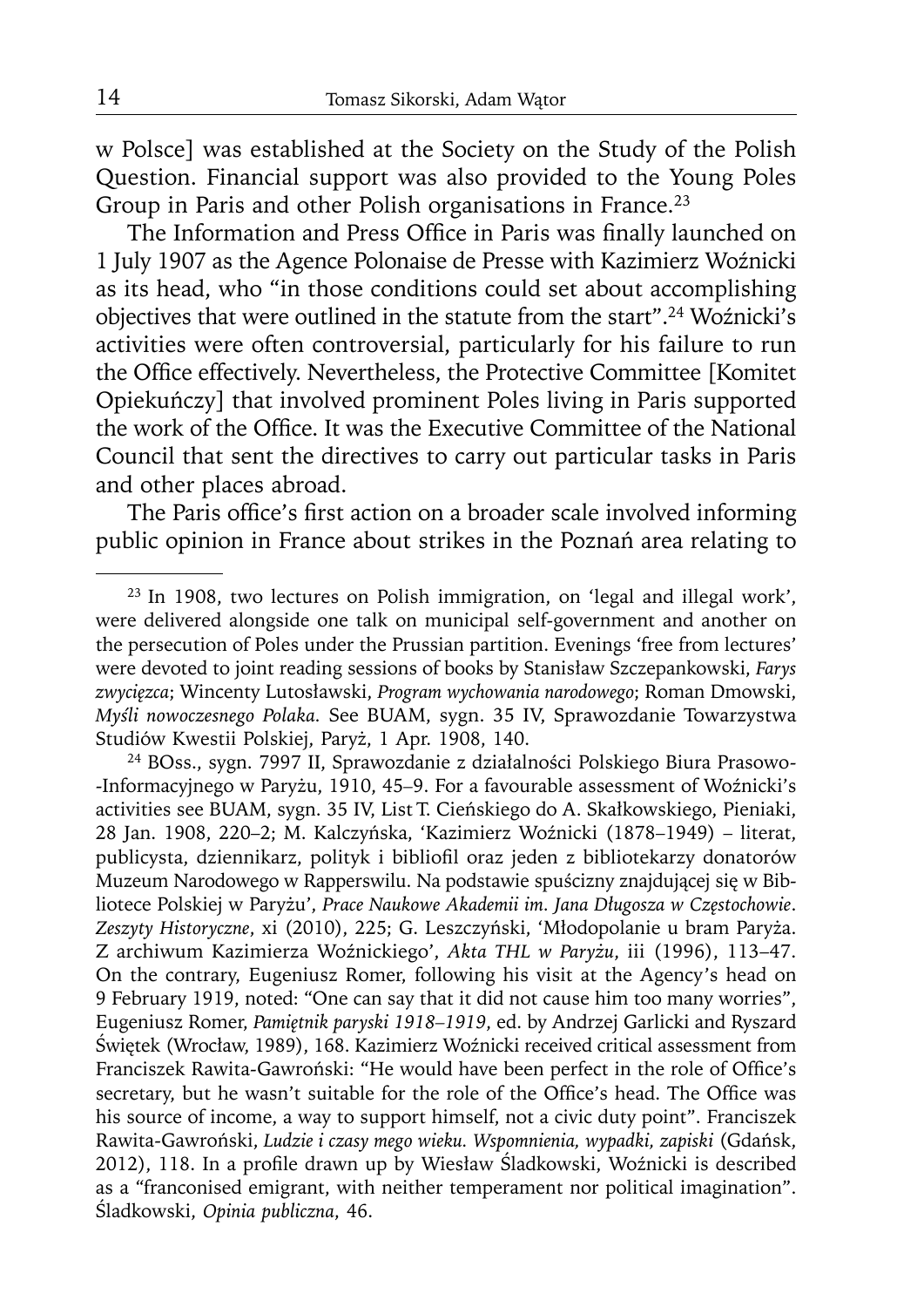w Polsce] was established at the Society on the Study of the Polish Question. Financial support was also provided to the Young Poles Group in Paris and other Polish organisations in France.[23]

The Information and Press Office in Paris was finally launched on 1 July 1907 as the Agence Polonaise de Presse with Kazimierz Woźnicki as its head, who "in those conditions could set about accomplishing objectives that were outlined in the statute from the start".[24] Woźnicki's activities were often controversial, particularly for his failure to run the Office effectively. Nevertheless, the Protective Committee [Komitet Opiekuńczy] that involved prominent Poles living in Paris supported the work of the Office. It was the Executive Committee of the National Council that sent the directives to carry out particular tasks in Paris and other places abroad.

The Paris office's first action on a broader scale involved informing public opinion in France about strikes in the Poznań area relating to

---

[23] In 1908, two lectures on Polish immigration, on 'legal and illegal work', were delivered alongside one talk on municipal self-government and another on the persecution of Poles under the Prussian partition. Evenings 'free from lectures' were devoted to joint reading sessions of books by Stanisław Szczepankowski, *Farys zwycięzca*; Wincenty Lutosławski, *Program wychowania narodowego*; Roman Dmowski, *Myśli nowoczesnego Polaka*. See BUAM, sygn. 35 IV, Sprawozdanie Towarzystwa Studiów Kwestii Polskiej, Paryż, 1 Apr. 1908, 140.

[24] BOss., sygn. 7997 II, Sprawozdanie z działalności Polskiego Biura Prasowo--Informacyjnego w Paryżu, 1910, 45–9. For a favourable assessment of Woźnicki's activities see BUAM, sygn. 35 IV, List T. Cieńskiego do A. Skałkowskiego, Pieniaki, 28 Jan. 1908, 220–2; M. Kalczyńska, 'Kazimierz Woźnicki (1878–1949) – literat, publicysta, dziennikarz, polityk i bibliofil oraz jeden z bibliotekarzy donatorów Muzeum Narodowego w Rapperswilu. Na podstawie spuścizny znajdującej się w Bibliotece Polskiej w Paryżu', *Prace Naukowe Akademii im. Jana Długosza w Częstochowie. Zeszyty Historyczne*, xi (2010), 225; G. Leszczyński, 'Młodopolanie u bram Paryża. Z archiwum Kazimierza Woźnickiego', *Akta THL w Paryżu*, iii (1996), 113–47. On the contrary, Eugeniusz Romer, following his visit at the Agency's head on 9 February 1919, noted: "One can say that it did not cause him too many worries", Eugeniusz Romer, *Pamiętnik paryski 1918–1919*, ed. by Andrzej Garlicki and Ryszard Świętek (Wrocław, 1989), 168. Kazimierz Woźnicki received critical assessment from Franciszek Rawita-Gawroński: "He would have been perfect in the role of Office's secretary, but he wasn't suitable for the role of the Office's head. The Office was his source of income, a way to support himself, not a civic duty point". Franciszek Rawita-Gawroński, *Ludzie i czasy mego wieku. Wspomnienia, wypadki, zapiski* (Gdańsk, 2012), 118. In a profile drawn up by Wiesław Śladkowski, Woźnicki is described as a "franconised emigrant, with neither temperament nor political imagination". Śladkowski, *Opinia publiczna*, 46.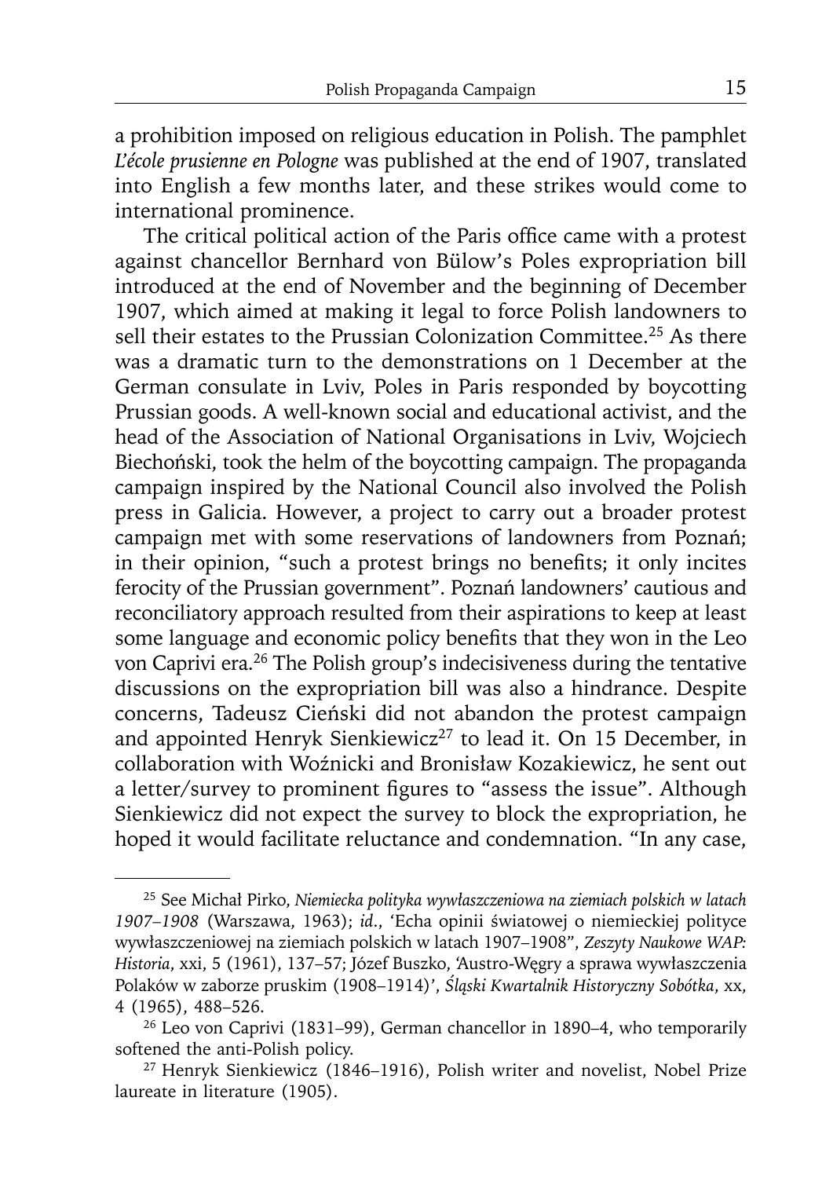a prohibition imposed on religious education in Polish. The pamphlet *L'école prusienne en Pologne* was published at the end of 1907, translated into English a few months later, and these strikes would come to international prominence.

The critical political action of the Paris office came with a protest against chancellor Bernhard von Bülow's Poles expropriation bill introduced at the end of November and the beginning of December 1907, which aimed at making it legal to force Polish landowners to sell their estates to the Prussian Colonization Committee.[25] As there was a dramatic turn to the demonstrations on 1 December at the German consulate in Lviv, Poles in Paris responded by boycotting Prussian goods. A well-known social and educational activist, and the head of the Association of National Organisations in Lviv, Wojciech Biechoński, took the helm of the boycotting campaign. The propaganda campaign inspired by the National Council also involved the Polish press in Galicia. However, a project to carry out a broader protest campaign met with some reservations of landowners from Poznań; in their opinion, "such a protest brings no benefits; it only incites ferocity of the Prussian government". Poznań landowners' cautious and reconciliatory approach resulted from their aspirations to keep at least some language and economic policy benefits that they won in the Leo von Caprivi era.[26] The Polish group's indecisiveness during the tentative discussions on the expropriation bill was also a hindrance. Despite concerns, Tadeusz Cieński did not abandon the protest campaign and appointed Henryk Sienkiewicz[27] to lead it. On 15 December, in collaboration with Woźnicki and Bronisław Kozakiewicz, he sent out a letter/survey to prominent figures to "assess the issue". Although Sienkiewicz did not expect the survey to block the expropriation, he hoped it would facilitate reluctance and condemnation. "In any case,

---

[25] See Michał Pirko, *Niemiecka polityka wywłaszczeniowa na ziemiach polskich w latach 1907–1908* (Warszawa, 1963); *id.*, 'Echa opinii światowej o niemieckiej polityce wywłaszczeniowej na ziemiach polskich w latach 1907–1908", *Zeszyty Naukowe WAP: Historia*, xxi, 5 (1961), 137–57; Józef Buszko, 'Austro-Węgry a sprawa wywłaszczenia Polaków w zaborze pruskim (1908–1914)', *Śląski Kwartalnik Historyczny Sobótka*, xx, 4 (1965), 488–526.

[26] Leo von Caprivi (1831–99), German chancellor in 1890–4, who temporarily softened the anti-Polish policy.

[27] Henryk Sienkiewicz (1846–1916), Polish writer and novelist, Nobel Prize laureate in literature (1905).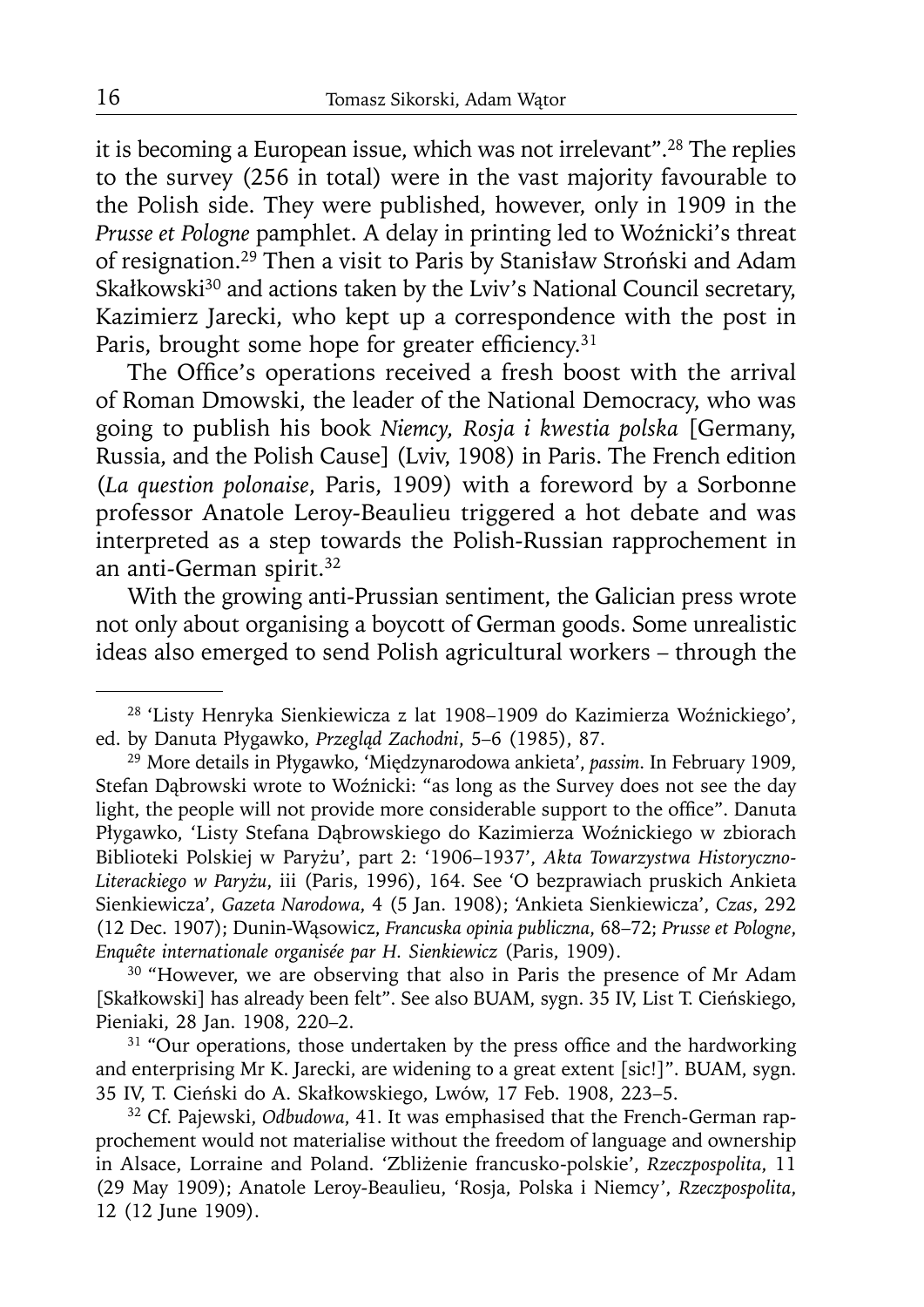it is becoming a European issue, which was not irrelevant".[28] The replies to the survey (256 in total) were in the vast majority favourable to the Polish side. They were published, however, only in 1909 in the *Prusse et Pologne* pamphlet. A delay in printing led to Woźnicki's threat of resignation.[29] Then a visit to Paris by Stanisław Stroński and Adam Skałkowski[30] and actions taken by the Lviv's National Council secretary, Kazimierz Jarecki, who kept up a correspondence with the post in Paris, brought some hope for greater efficiency.[31]

The Office's operations received a fresh boost with the arrival of Roman Dmowski, the leader of the National Democracy, who was going to publish his book *Niemcy, Rosja i kwestia polska* [Germany, Russia, and the Polish Cause] (Lviv, 1908) in Paris. The French edition (*La question polonaise*, Paris, 1909) with a foreword by a Sorbonne professor Anatole Leroy-Beaulieu triggered a hot debate and was interpreted as a step towards the Polish-Russian rapprochement in an anti-German spirit.[32]

With the growing anti-Prussian sentiment, the Galician press wrote not only about organising a boycott of German goods. Some unrealistic ideas also emerged to send Polish agricultural workers – through the

---

[28] 'Listy Henryka Sienkiewicza z lat 1908–1909 do Kazimierza Woźnickiego', ed. by Danuta Pługawko, *Przegląd Zachodni*, 5–6 (1985), 87.

[29] More details in Pługawko, 'Międzynarodowa ankieta', *passim*. In February 1909, Stefan Dąbrowski wrote to Woźnicki: "as long as the Survey does not see the day light, the people will not provide more considerable support to the office". Danuta Pługawko, 'Listy Stefana Dąbrowskiego do Kazimierza Woźnickiego w zbiorach Biblioteki Polskiej w Paryżu', part 2: '1906–1937', *Akta Towarzystwa Historyczno-Literackiego w Paryżu*, iii (Paris, 1996), 164. See 'O bezprawiach pruskich Ankieta Sienkiewicza', *Gazeta Narodowa*, 4 (5 Jan. 1908); 'Ankieta Sienkiewicza', *Czas*, 292 (12 Dec. 1907); Dunin-Wąsowicz, *Francuska opinia publiczna*, 68–72; *Prusse et Pologne, Enquête internationale organisée par H. Sienkiewicz* (Paris, 1909).

[30] "However, we are observing that also in Paris the presence of Mr Adam [Skałkowski] has already been felt". See also BUAM, sygn. 35 IV, List T. Cieński, Pieniaki, 28 Jan. 1908, 220–2.

[31] "Our operations, those undertaken by the press office and the hardworking and enterprising Mr K. Jarecki, are widening to a great extent [sic!]". BUAM, sygn. 35 IV, T. Cieński do A. Skałkowskiego, Lwów, 17 Feb. 1908, 223–5.

[32] Cf. Pajewski, *Odbudowa*, 41. It was emphasised that the French-German rapprochement would not materialise without the freedom of language and ownership in Alsace, Lorraine and Poland. 'Zbliżenie francusko-polskie', *Rzeczpospolita*, 11 (29 May 1909); Anatole Leroy-Beaulieu, 'Rosja, Polska i Niemcy', *Rzeczpospolita*, 12 (12 June 1909).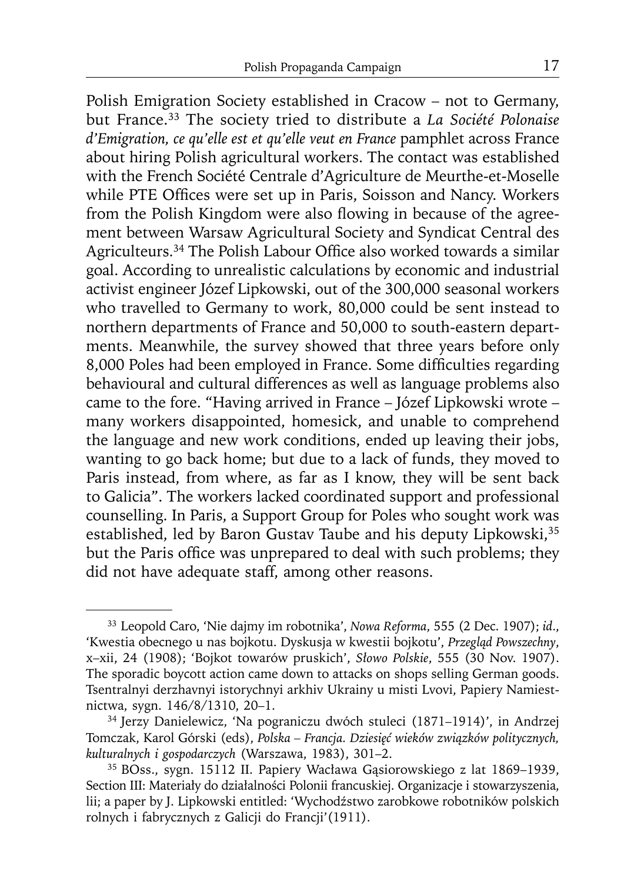Polish Emigration Society established in Cracow – not to Germany, but France.[33] The society tried to distribute a *La Société Polonaise d'Emigration, ce qu'elle est et qu'elle veut en France* pamphlet across France about hiring Polish agricultural workers. The contact was established with the French Société Centrale d'Agriculture de Meurthe-et-Moselle while PTE Offices were set up in Paris, Soisson and Nancy. Workers from the Polish Kingdom were also flowing in because of the agreement between Warsaw Agricultural Society and Syndicat Central des Agriculteurs.[34] The Polish Labour Office also worked towards a similar goal. According to unrealistic calculations by economic and industrial activist engineer Józef Lipkowski, out of the 300,000 seasonal workers who travelled to Germany to work, 80,000 could be sent instead to northern departments of France and 50,000 to south-eastern departments. Meanwhile, the survey showed that three years before only 8,000 Poles had been employed in France. Some difficulties regarding behavioural and cultural differences as well as language problems also came to the fore. "Having arrived in France – Józef Lipkowski wrote – many workers disappointed, homesick, and unable to comprehend the language and new work conditions, ended up leaving their jobs, wanting to go back home; but due to a lack of funds, they moved to Paris instead, from where, as far as I know, they will be sent back to Galicia". The workers lacked coordinated support and professional counselling. In Paris, a Support Group for Poles who sought work was established, led by Baron Gustav Taube and his deputy Lipkowski,[35] but the Paris office was unprepared to deal with such problems; they did not have adequate staff, among other reasons.

---

[33] Leopold Caro, 'Nie dajmy im robotnika', *Nowa Reforma*, 555 (2 Dec. 1907); *id.*, 'Kwestia obecnego u nas bojkotu. Dyskusja w kwestii bojkotu', *Przegląd Powszechny*, x–xii, 24 (1908); 'Bojkot towarów pruskich', *Słowo Polskie*, 555 (30 Nov. 1907). The sporadic boycott action came down to attacks on shops selling German goods. Tsentralnyi derzhavnyi istorychnyi arkhiv Ukrainy u misti Lvovi, Papiery Namiestnictwa, sygn. 146/8/1310, 20–1.

[34] Jerzy Danielewicz, 'Na pograniczu dwóch stuleci (1871–1914)', in Andrzej Tomczak, Karol Górski (eds), *Polska – Francja. Dziesięć wieków związków politycznych, kulturalnych i gospodarczych* (Warszawa, 1983), 301–2.

[35] BOss., sygn. 15112 II. Papiery Wacława Gąsiorowskiego z lat 1869–1939, Section III: Materiały do działalności Polonii francuskiej. Organizacje i stowarzyszenia, lii; a paper by J. Lipkowski entitled: 'Wychodźstwo zarobkowe robotników polskich rolnych i fabrycznych z Galicji do Francji'(1911).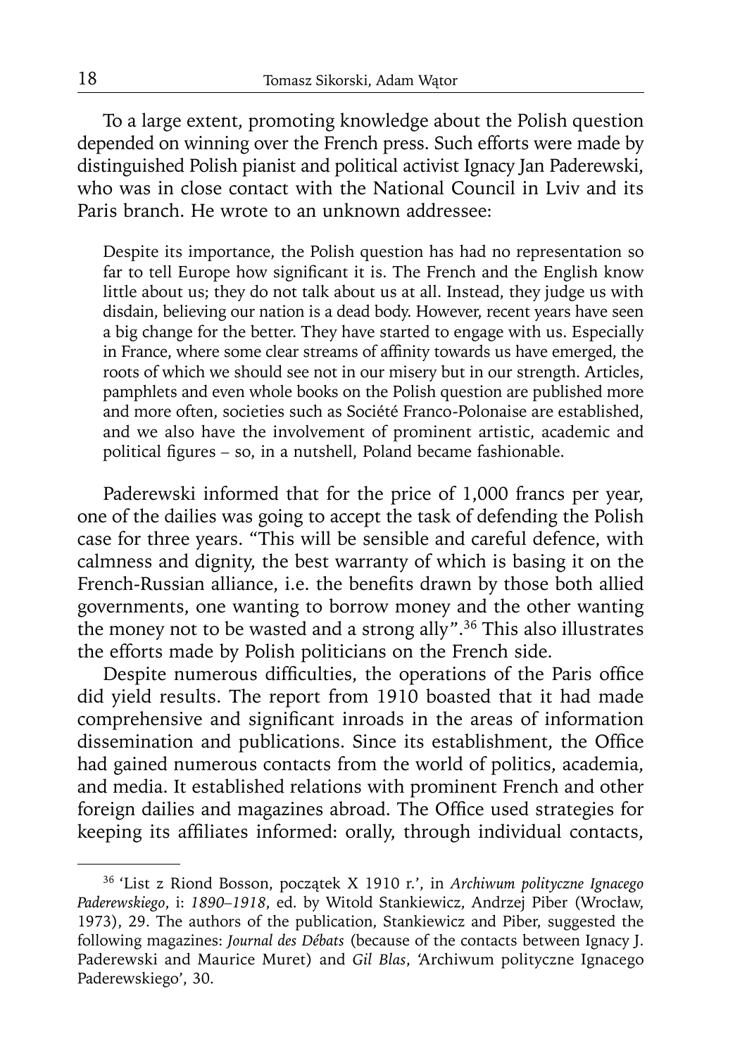To a large extent, promoting knowledge about the Polish question depended on winning over the French press. Such efforts were made by distinguished Polish pianist and political activist Ignacy Jan Paderewski, who was in close contact with the National Council in Lviv and its Paris branch. He wrote to an unknown addressee:

> Despite its importance, the Polish question has had no representation so far to tell Europe how significant it is. The French and the English know little about us; they do not talk about us at all. Instead, they judge us with disdain, believing our nation is a dead body. However, recent years have seen a big change for the better. They have started to engage with us. Especially in France, where some clear streams of affinity towards us have emerged, the roots of which we should see not in our misery but in our strength. Articles, pamphlets and even whole books on the Polish question are published more and more often, societies such as Société Franco-Polonaise are established, and we also have the involvement of prominent artistic, academic and political figures – so, in a nutshell, Poland became fashionable.

Paderewski informed that for the price of 1,000 francs per year, one of the dailies was going to accept the task of defending the Polish case for three years. "This will be sensible and careful defence, with calmness and dignity, the best warranty of which is basing it on the French-Russian alliance, i.e. the benefits drawn by those both allied governments, one wanting to borrow money and the other wanting the money not to be wasted and a strong ally".[36] This also illustrates the efforts made by Polish politicians on the French side.

Despite numerous difficulties, the operations of the Paris office did yield results. The report from 1910 boasted that it had made comprehensive and significant inroads in the areas of information dissemination and publications. Since its establishment, the Office had gained numerous contacts from the world of politics, academia, and media. It established relations with prominent French and other foreign dailies and magazines abroad. The Office used strategies for keeping its affiliates informed: orally, through individual contacts,

---

[36] 'List z Riond Bosson, początek X 1910 r.', in *Archiwum polityczne Ignacego Paderewskiego*, i: *1890–1918*, ed. by Witold Stankiewicz, Andrzej Piber (Wrocław, 1973), 29. The authors of the publication, Stankiewicz and Piber, suggested the following magazines: *Journal des Débats* (because of the contacts between Ignacy J. Paderewski and Maurice Muret) and *Gil Blas*, 'Archiwum polityczne Ignacego Paderewskiego', 30.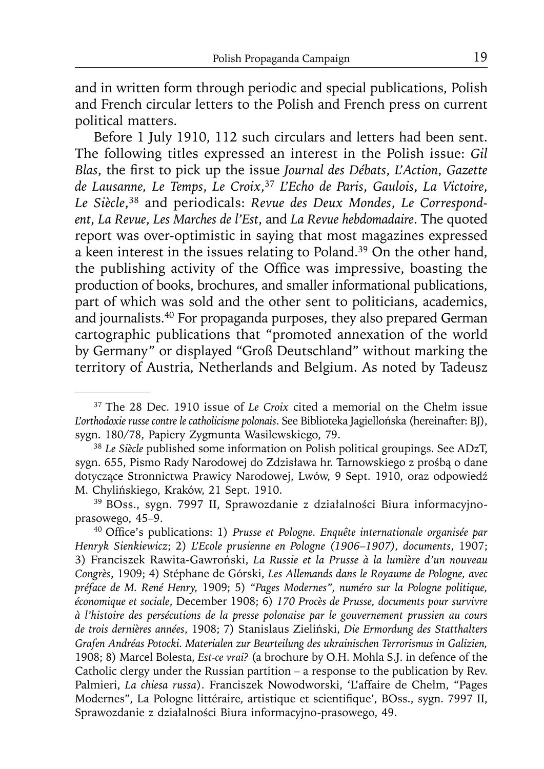and in written form through periodic and special publications, Polish and French circular letters to the Polish and French press on current political matters.

Before 1 July 1910, 112 such circulars and letters had been sent. The following titles expressed an interest in the Polish issue: *Gil Blas*, the first to pick up the issue *Journal des Débats*, *L'Action*, *Gazette de Lausanne*, *Le Temps*, *Le Croix*,[37] *L'Echo de Paris*, *Gaulois*, *La Victoire*, *Le Siècle*,[38] and periodicals: *Revue des Deux Mondes*, *Le Correspondent*, *La Revue*, *Les Marches de l'Est*, and *La Revue hebdomadaire*. The quoted report was over-optimistic in saying that most magazines expressed a keen interest in the issues relating to Poland.[39] On the other hand, the publishing activity of the Office was impressive, boasting the production of books, brochures, and smaller informational publications, part of which was sold and the other sent to politicians, academics, and journalists.[40] For propaganda purposes, they also prepared German cartographic publications that "promoted annexation of the world by Germany" or displayed "Groß Deutschland" without marking the territory of Austria, Netherlands and Belgium. As noted by Tadeusz

---

[37] The 28 Dec. 1910 issue of *Le Croix* cited a memorial on the Chełm issue *L'orthodoxie russe contre le catholicisme polonais*. See Biblioteka Jagiellońska (hereinafter: BJ), sygn. 180/78, Papiery Zygmunta Wasilewskiego, 79.

[38] *Le Siècle* published some information on Polish political groupings. See ADzT, sygn. 655, Pismo Rady Narodowej do Zdzisława hr. Tarnowskiego z prośbą o dane dotyczące Stronnictwa Prawicy Narodowej, Lwów, 9 Sept. 1910, oraz odpowiedź M. Chylińskiego, Kraków, 21 Sept. 1910.

[39] BOss., sygn. 7997 II, Sprawozdanie z działalności Biura informacyjno-prasowego, 45–9.

[40] Office's publications: 1) *Prusse et Pologne. Enquête internationale organisée par Henryk Sienkiewicz*; 2) *L'Ecole prusienne en Pologne (1906–1907), documents*, 1907; 3) Franciszek Rawita-Gawroński, *La Russie et la Prusse à la lumière d'un nouveau Congrès*, 1909; 4) Stéphane de Górski, *Les Allemands dans le Royaume de Pologne, avec préface de M. René Henry,* 1909; 5) *"Pages Modernes", numéro sur la Pologne politique, économique et sociale*, December 1908; 6) *170 Procès de Prusse, documents pour survivre à l'histoire des persécutions de la presse polonaise par le gouvernement prussien au cours de trois dernières années*, 1908; 7) Stanislaus Zieliński, *Die Ermordung des Statthalters Grafen Andréas Potocki. Materialen zur Beurteilung des ukrainischen Terrorismus in Galizien,* 1908; 8) Marcel Bolesta, *Est-ce vrai?* (a brochure by O.H. Mohla S.J. in defence of the Catholic clergy under the Russian partition – a response to the publication by Rev. Palmieri, *La chiesa russa*). Franciszek Nowodworski, 'L'affaire de Chełm, "Pages Modernes", La Pologne littéraire, artistique et scientifique', BOss., sygn. 7997 II, Sprawozdanie z działalności Biura informacyjno-prasowego, 49.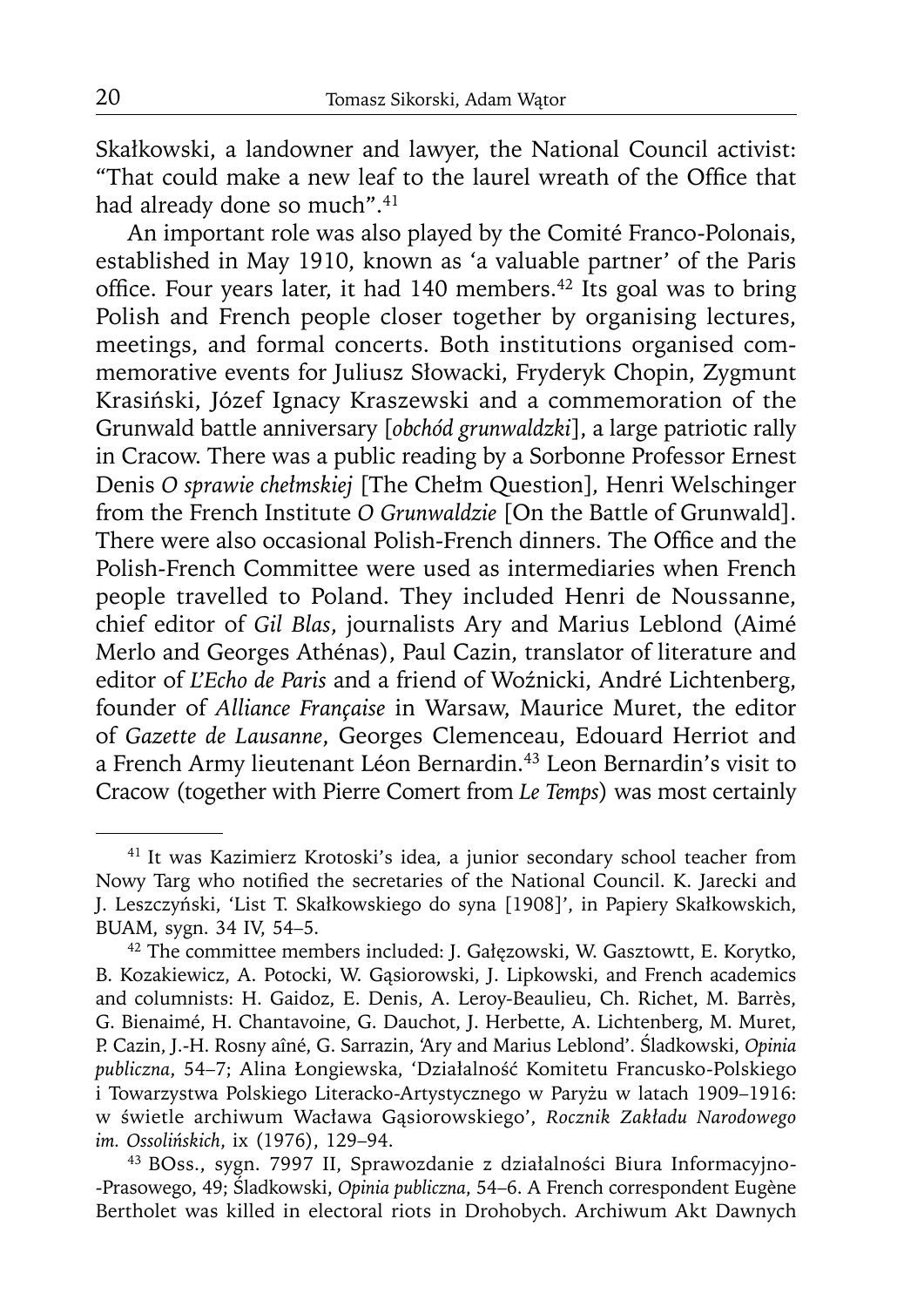Skałkowski, a landowner and lawyer, the National Council activist: "That could make a new leaf to the laurel wreath of the Office that had already done so much".[41]

An important role was also played by the Comité Franco-Polonais, established in May 1910, known as 'a valuable partner' of the Paris office. Four years later, it had 140 members.[42] Its goal was to bring Polish and French people closer together by organising lectures, meetings, and formal concerts. Both institutions organised commemorative events for Juliusz Słowacki, Fryderyk Chopin, Zygmunt Krasiński, Józef Ignacy Kraszewski and a commemoration of the Grunwald battle anniversary [*obchód grunwaldzki*], a large patriotic rally in Cracow. There was a public reading by a Sorbonne Professor Ernest Denis *O sprawie chełmskiej* [The Chełm Question], Henri Welschinger from the French Institute *O Grunwaldzie* [On the Battle of Grunwald]. There were also occasional Polish-French dinners. The Office and the Polish-French Committee were used as intermediaries when French people travelled to Poland. They included Henri de Noussanne, chief editor of *Gil Blas*, journalists Ary and Marius Leblond (Aimé Merlo and Georges Athénas), Paul Cazin, translator of literature and editor of *L'Echo de Paris* and a friend of Woźnicki, André Lichtenberg, founder of *Alliance Française* in Warsaw, Maurice Muret, the editor of *Gazette de Lausanne*, Georges Clemenceau, Edouard Herriot and a French Army lieutenant Léon Bernardin.[43] Leon Bernardin's visit to Cracow (together with Pierre Comert from *Le Temps*) was most certainly

---

[41] It was Kazimierz Krotoski's idea, a junior secondary school teacher from Nowy Targ who notified the secretaries of the National Council. K. Jarecki and J. Leszczyński, 'List T. Skałkowskiego do syna [1908]', in Papiery Skałkowskich, BUAM, sygn. 34 IV, 54–5.

[42] The committee members included: J. Gałęzowski, W. Gasztowtt, E. Korytko, B. Kozakiewicz, A. Potocki, W. Gąsiorowski, J. Lipkowski, and French academics and columnists: H. Gaidoz, E. Denis, A. Leroy-Beaulieu, Ch. Richet, M. Barrès, G. Bienaimé, H. Chantavoine, G. Dauchot, J. Herbette, A. Lichtenberg, M. Muret, P. Cazin, J.-H. Rosny aîné, G. Sarrazin, 'Ary and Marius Leblond'. Śladkowski, *Opinia publiczna*, 54–7; Alina Łongiewska, 'Działalność Komitetu Francusko-Polskiego i Towarzystwa Polskiego Literacko-Artystycznego w Paryżu w latach 1909–1916: w świetle archiwum Wacława Gąsiorowskiego', *Rocznik Zakładu Narodowego im. Ossolińskich*, ix (1976), 129–94.

[43] BOss., sygn. 7997 II, Sprawozdanie z działalności Biura Informacyjno-Prasowego, 49; Śladkowski, *Opinia publiczna*, 54–6. A French correspondent Eugène Bertholet was killed in electoral riots in Drohobych. Archiwum Akt Dawnych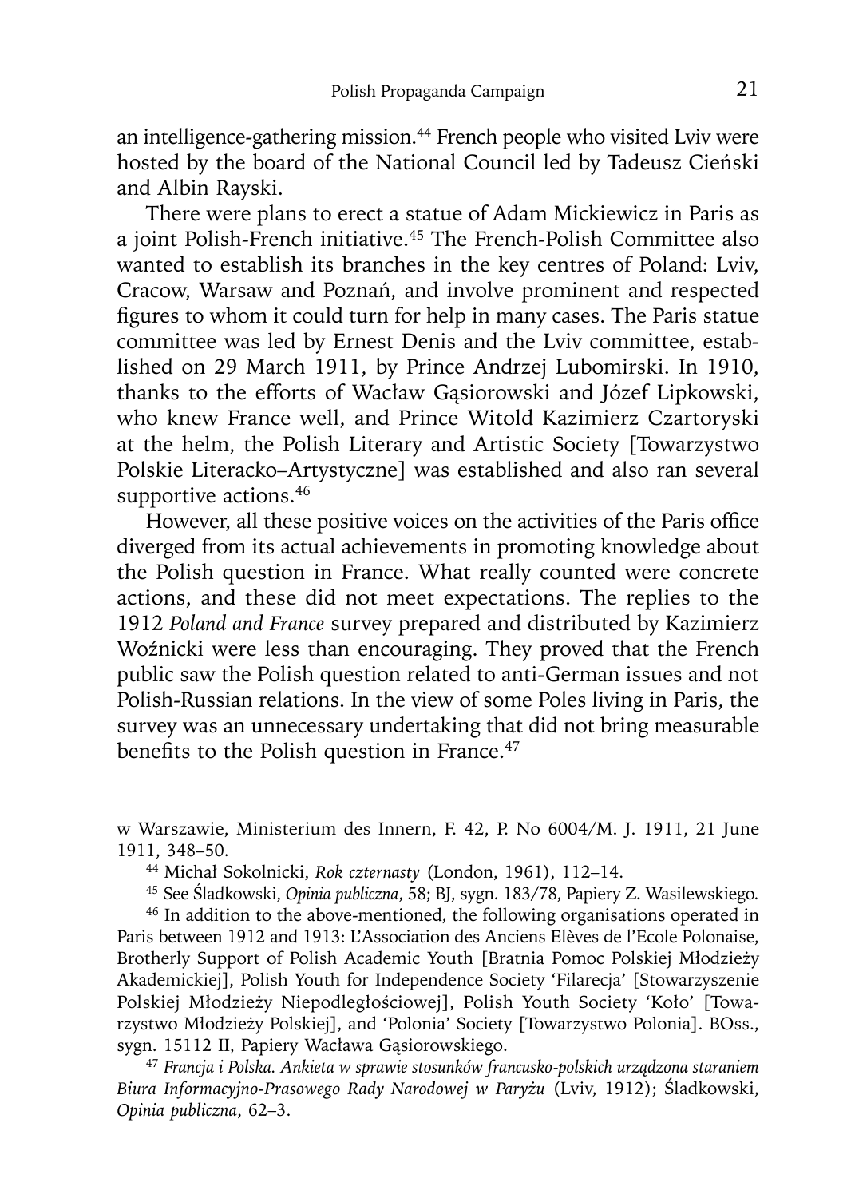an intelligence-gathering mission.[44] French people who visited Lviv were hosted by the board of the National Council led by Tadeusz Cieński and Albin Rayski.

There were plans to erect a statue of Adam Mickiewicz in Paris as a joint Polish-French initiative.[45] The French-Polish Committee also wanted to establish its branches in the key centres of Poland: Lviv, Cracow, Warsaw and Poznań, and involve prominent and respected figures to whom it could turn for help in many cases. The Paris statue committee was led by Ernest Denis and the Lviv committee, established on 29 March 1911, by Prince Andrzej Lubomirski. In 1910, thanks to the efforts of Wacław Gąsiorowski and Józef Lipkowski, who knew France well, and Prince Witold Kazimierz Czartoryski at the helm, the Polish Literary and Artistic Society [Towarzystwo Polskie Literacko–Artystyczne] was established and also ran several supportive actions.[46]

However, all these positive voices on the activities of the Paris office diverged from its actual achievements in promoting knowledge about the Polish question in France. What really counted were concrete actions, and these did not meet expectations. The replies to the 1912 *Poland and France* survey prepared and distributed by Kazimierz Woźnicki were less than encouraging. They proved that the French public saw the Polish question related to anti-German issues and not Polish-Russian relations. In the view of some Poles living in Paris, the survey was an unnecessary undertaking that did not bring measurable benefits to the Polish question in France.[47]

---

w Warszawie, Ministerium des Innern, F. 42, P. No 6004/M. J. 1911, 21 June 1911, 348–50.

[44] Michał Sokolnicki, *Rok czternasty* (London, 1961), 112–14.

[45] See Śladkowski, *Opinia publiczna*, 58; BJ, sygn. 183/78, Papiery Z. Wasilewskiego.

[46] In addition to the above-mentioned, the following organisations operated in Paris between 1912 and 1913: L'Association des Anciens Elèves de l'Ecole Polonaise, Brotherly Support of Polish Academic Youth [Bratnia Pomoc Polskiej Młodzieży Akademickiej], Polish Youth for Independence Society 'Filarecja' [Stowarzyszenie Polskiej Młodzieży Niepodległościowej], Polish Youth Society 'Koło' [Towarzystwo Młodzieży Polskiej], and 'Polonia' Society [Towarzystwo Polonia]. BOss., sygn. 15112 II, Papiery Wacława Gąsiorowskiego.

[47] *Francja i Polska. Ankieta w sprawie stosunków francusko-polskich urządzona staraniem Biura Informacyjno-Prasowego Rady Narodowej w Paryżu* (Lviv, 1912); Śladkowski, *Opinia publiczna*, 62–3.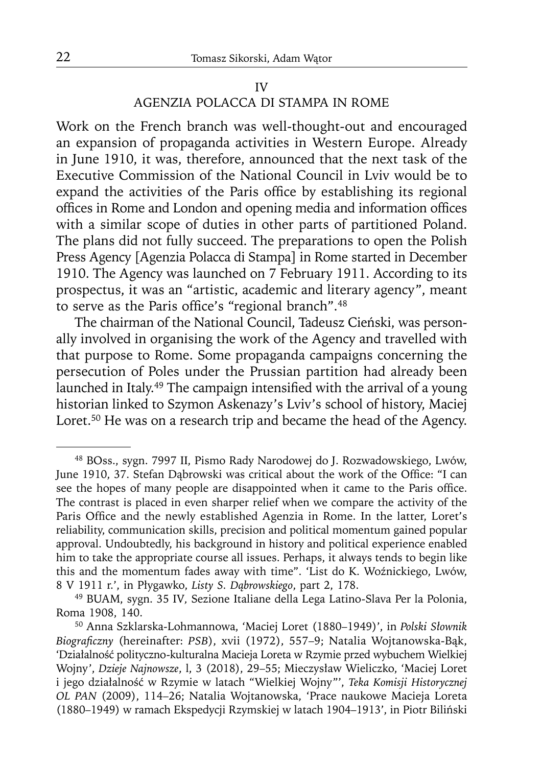## IV
## AGENZIA POLACCA DI STAMPA IN ROME

Work on the French branch was well-thought-out and encouraged an expansion of propaganda activities in Western Europe. Already in June 1910, it was, therefore, announced that the next task of the Executive Commission of the National Council in Lviv would be to expand the activities of the Paris office by establishing its regional offices in Rome and London and opening media and information offices with a similar scope of duties in other parts of partitioned Poland. The plans did not fully succeed. The preparations to open the Polish Press Agency [Agenzia Polacca di Stampa] in Rome started in December 1910. The Agency was launched on 7 February 1911. According to its prospectus, it was an "artistic, academic and literary agency", meant to serve as the Paris office's "regional branch".[48]

The chairman of the National Council, Tadeusz Cieński, was personally involved in organising the work of the Agency and travelled with that purpose to Rome. Some propaganda campaigns concerning the persecution of Poles under the Prussian partition had already been launched in Italy.[49] The campaign intensified with the arrival of a young historian linked to Szymon Askenazy's Lviv's school of history, Maciej Loret.[50] He was on a research trip and became the head of the Agency.

---

[48] BOss., sygn. 7997 II, Pismo Rady Narodowej do J. Rozwadowskiego, Lwów, June 1910, 37. Stefan Dąbrowski was critical about the work of the Office: "I can see the hopes of many people are disappointed when it came to the Paris office. The contrast is placed in even sharper relief when we compare the activity of the Paris Office and the newly established Agenzia in Rome. In the latter, Loret's reliability, communication skills, precision and political momentum gained popular approval. Undoubtedly, his background in history and political experience enabled him to take the appropriate course all issues. Perhaps, it always tends to begin like this and the momentum fades away with time". 'List do K. Woźnickiego, Lwów, 8 V 1911 r.', in Pływgawko, *Listy S. Dąbrowskiego*, part 2, 178.

[49] BUAM, sygn. 35 IV, Sezione Italiane della Lega Latino-Slava Per la Polonia, Roma 1908, 140.

[50] Anna Szklarska-Lohmannowa, 'Maciej Loret (1880–1949)', in *Polski Słownik Biograficzny* (hereinafter: *PSB*), xvii (1972), 557–9; Natalia Wojtanowska-Bąk, 'Działalność polityczno-kulturalna Macieja Loreta w Rzymie przed wybuchem Wielkiej Wojny', *Dzieje Najnowsze*, l, 3 (2018), 29–55; Mieczysław Wieliczko, 'Maciej Loret i jego działalność w Rzymie w latach "Wielkiej Wojny"', *Teka Komisji Historycznej OL PAN* (2009), 114–26; Natalia Wojtanowska, 'Prace naukowe Macieja Loreta (1880–1949) w ramach Ekspedycji Rzymskiej w latach 1904–1913', in Piotr Biliński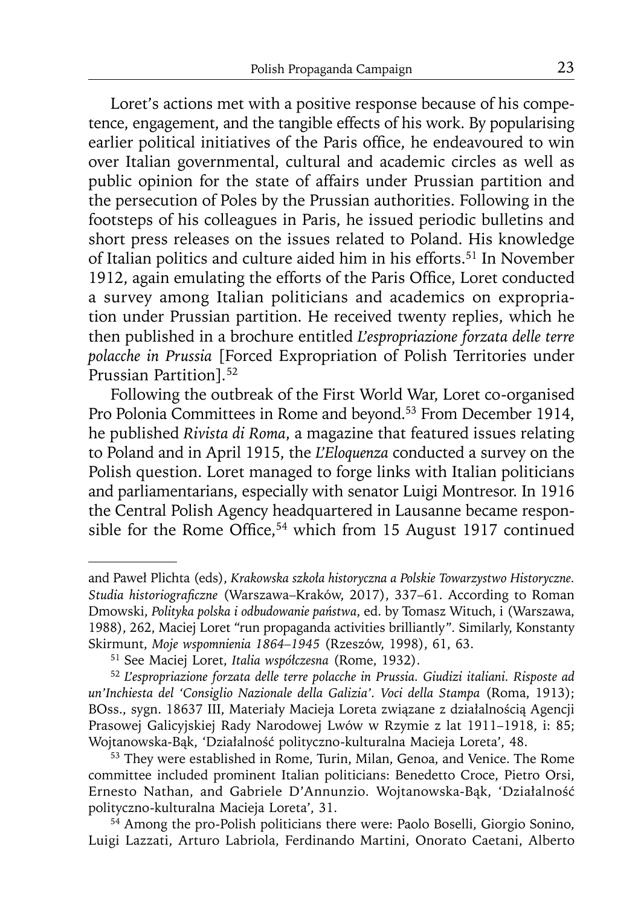Loret's actions met with a positive response because of his competence, engagement, and the tangible effects of his work. By popularising earlier political initiatives of the Paris office, he endeavoured to win over Italian governmental, cultural and academic circles as well as public opinion for the state of affairs under Prussian partition and the persecution of Poles by the Prussian authorities. Following in the footsteps of his colleagues in Paris, he issued periodic bulletins and short press releases on the issues related to Poland. His knowledge of Italian politics and culture aided him in his efforts.[51] In November 1912, again emulating the efforts of the Paris Office, Loret conducted a survey among Italian politicians and academics on expropriation under Prussian partition. He received twenty replies, which he then published in a brochure entitled *L'espropriazione forzata delle terre polacche in Prussia* [Forced Expropriation of Polish Territories under Prussian Partition].[52]

Following the outbreak of the First World War, Loret co-organised Pro Polonia Committees in Rome and beyond.[53] From December 1914, he published *Rivista di Roma*, a magazine that featured issues relating to Poland and in April 1915, the *L'Eloquenza* conducted a survey on the Polish question. Loret managed to forge links with Italian politicians and parliamentarians, especially with senator Luigi Montresor. In 1916 the Central Polish Agency headquartered in Lausanne became responsible for the Rome Office,[54] which from 15 August 1917 continued

---

and Paweł Plichta (eds), *Krakowska szkoła historyczna a Polskie Towarzystwo Historyczne. Studia historiograficzne* (Warszawa–Kraków, 2017), 337–61. According to Roman Dmowski, *Polityka polska i odbudowanie państwa*, ed. by Tomasz Wituch, i (Warszawa, 1988), 262, Maciej Loret "run propaganda activities brilliantly". Similarly, Konstanty Skirmunt, *Moje wspomnienia 1864–1945* (Rzeszów, 1998), 61, 63.

[51] See Maciej Loret, *Italia współczesna* (Rome, 1932).

[52] *L'espropriazione forzata delle terre polacche in Prussia. Giudizi italiani. Risposte ad un'Inchiesta del 'Consiglio Nazionale della Galizia'. Voci della Stampa* (Roma, 1913); BOss., sygn. 18637 III, Materiały Macieja Loreta związane z działalnością Agencji Prasowej Galicyjskiej Rady Narodowej Lwów w Rzymie z lat 1911–1918, i: 85; Wojtanowska-Bąk, 'Działalność polityczno-kulturalna Macieja Loreta', 48.

[53] They were established in Rome, Turin, Milan, Genoa, and Venice. The Rome committee included prominent Italian politicians: Benedetto Croce, Pietro Orsi, Ernesto Nathan, and Gabriele D'Annunzio. Wojtanowska-Bąk, 'Działalność polityczno-kulturalna Macieja Loreta', 31.

[54] Among the pro-Polish politicians there were: Paolo Boselli, Giorgio Sonino, Luigi Lazzati, Arturo Labriola, Ferdinando Martini, Onorato Caetani, Alberto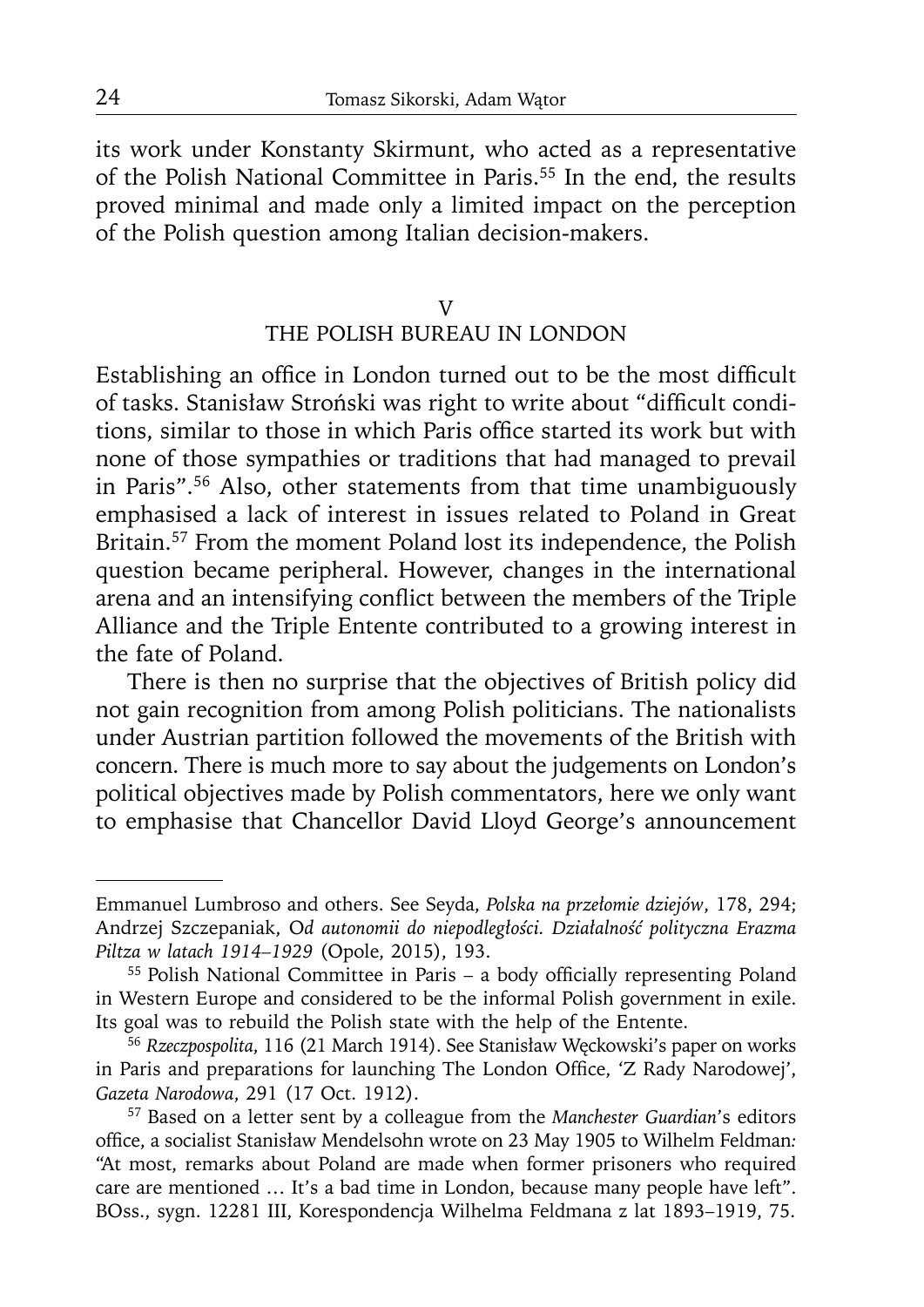its work under Konstanty Skirmunt, who acted as a representative of the Polish National Committee in Paris.[55] In the end, the results proved minimal and made only a limited impact on the perception of the Polish question among Italian decision-makers.

## V
## THE POLISH BUREAU IN LONDON

Establishing an office in London turned out to be the most difficult of tasks. Stanisław Stroński was right to write about "difficult conditions, similar to those in which Paris office started its work but with none of those sympathies or traditions that had managed to prevail in Paris".[56] Also, other statements from that time unambiguously emphasised a lack of interest in issues related to Poland in Great Britain.[57] From the moment Poland lost its independence, the Polish question became peripheral. However, changes in the international arena and an intensifying conflict between the members of the Triple Alliance and the Triple Entente contributed to a growing interest in the fate of Poland.

There is then no surprise that the objectives of British policy did not gain recognition from among Polish politicians. The nationalists under Austrian partition followed the movements of the British with concern. There is much more to say about the judgements on London's political objectives made by Polish commentators, here we only want to emphasise that Chancellor David Lloyd George's announcement

---

Emmanuel Lumbroso and others. See Seyda, *Polska na przełomie dziejów*, 178, 294; Andrzej Szczepaniak, O*d autonomii do niepodległości. Działalność polityczna Erazma Piltza w latach 1914–1929* (Opole, 2015), 193.

[55] Polish National Committee in Paris – a body officially representing Poland in Western Europe and considered to be the informal Polish government in exile. Its goal was to rebuild the Polish state with the help of the Entente.

[56] *Rzeczpospolita*, 116 (21 March 1914). See Stanisław Węckowski's paper on works in Paris and preparations for launching The London Office, 'Z Rady Narodowej', *Gazeta Narodowa*, 291 (17 Oct. 1912).

[57] Based on a letter sent by a colleague from the *Manchester Guardian*'s editors office, a socialist Stanisław Mendelsohn wrote on 23 May 1905 to Wilhelm Feldman*:* "At most, remarks about Poland are made when former prisoners who required care are mentioned … It's a bad time in London, because many people have left". BOss., sygn. 12281 III, Korespondencja Wilhelma Feldmana z lat 1893–1919, 75.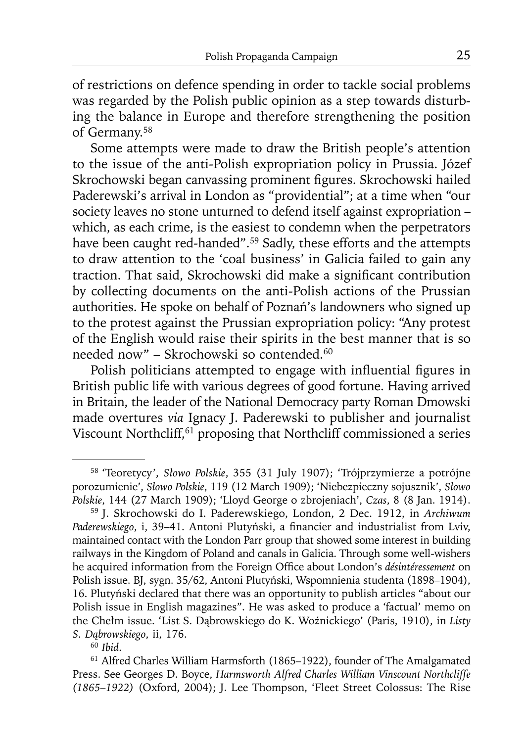of restrictions on defence spending in order to tackle social problems was regarded by the Polish public opinion as a step towards disturbing the balance in Europe and therefore strengthening the position of Germany.[58]

Some attempts were made to draw the British people's attention to the issue of the anti-Polish expropriation policy in Prussia. Józef Skrochowski began canvassing prominent figures. Skrochowski hailed Paderewski's arrival in London as "providential"; at a time when "our society leaves no stone unturned to defend itself against expropriation – which, as each crime, is the easiest to condemn when the perpetrators have been caught red-handed".[59] Sadly, these efforts and the attempts to draw attention to the 'coal business' in Galicia failed to gain any traction. That said, Skrochowski did make a significant contribution by collecting documents on the anti-Polish actions of the Prussian authorities. He spoke on behalf of Poznań's landowners who signed up to the protest against the Prussian expropriation policy: "Any protest of the English would raise their spirits in the best manner that is so needed now" – Skrochowski so contended.[60]

Polish politicians attempted to engage with influential figures in British public life with various degrees of good fortune. Having arrived in Britain, the leader of the National Democracy party Roman Dmowski made overtures *via* Ignacy J. Paderewski to publisher and journalist Viscount Northcliff,[61] proposing that Northcliff commissioned a series

---

[58] 'Teoretycy', *Słowo Polskie*, 355 (31 July 1907); 'Trójprzymierze a potrójne porozumienie', *Słowo Polskie*, 119 (12 March 1909); 'Niebezpieczny sojusznik', *Słowo Polskie*, 144 (27 March 1909); 'Lloyd George o zbrojeniach', *Czas*, 8 (8 Jan. 1914).

[59] J. Skrochowski do I. Paderewskiego, London, 2 Dec. 1912, in *Archiwum Paderewskiego*, i, 39–41. Antoni Plutyński, a financier and industrialist from Lviv, maintained contact with the London Parr group that showed some interest in building railways in the Kingdom of Poland and canals in Galicia. Through some well-wishers he acquired information from the Foreign Office about London's *désintéressement* on Polish issue. BJ, sygn. 35/62, Antoni Plutyński, Wspomnienia studenta (1898–1904), 16. Plutyński declared that there was an opportunity to publish articles "about our Polish issue in English magazines". He was asked to produce a 'factual' memo on the Chełm issue. 'List S. Dąbrowskiego do K. Woźnickiego' (Paris, 1910), in *Listy S. Dąbrowskiego*, ii, 176.

[60] *Ibid*.

[61] Alfred Charles William Harmsforth (1865–1922), founder of The Amalgamated Press. See Georges D. Boyce, *Harmsworth Alfred Charles William Vinscount Northcliffe (1865–1922)* (Oxford, 2004); J. Lee Thompson, 'Fleet Street Colossus: The Rise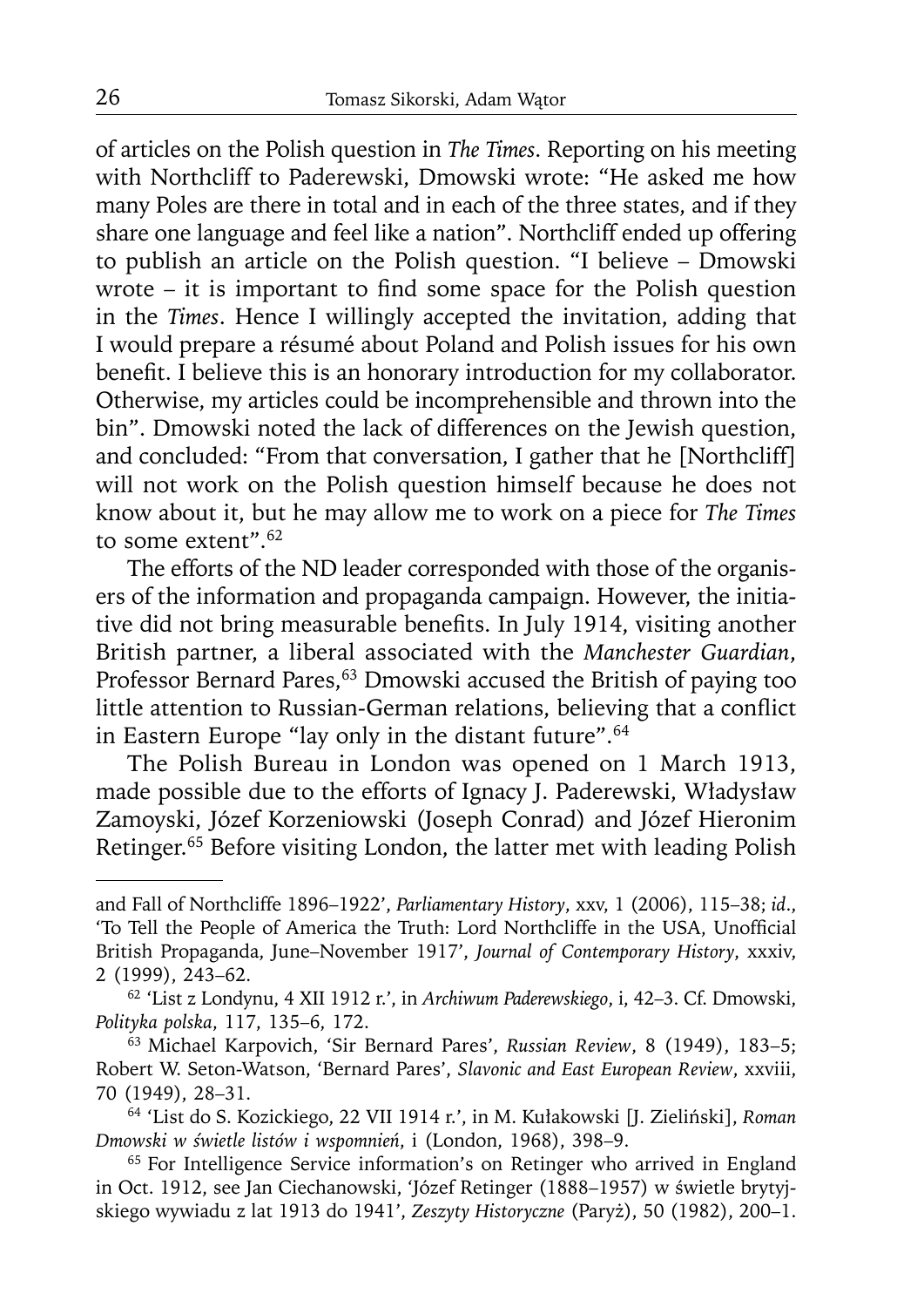of articles on the Polish question in *The Times*. Reporting on his meeting with Northcliff to Paderewski, Dmowski wrote: "He asked me how many Poles are there in total and in each of the three states, and if they share one language and feel like a nation". Northcliff ended up offering to publish an article on the Polish question. "I believe – Dmowski wrote – it is important to find some space for the Polish question in the *Times*. Hence I willingly accepted the invitation, adding that I would prepare a résumé about Poland and Polish issues for his own benefit. I believe this is an honorary introduction for my collaborator. Otherwise, my articles could be incomprehensible and thrown into the bin". Dmowski noted the lack of differences on the Jewish question, and concluded: "From that conversation, I gather that he [Northcliff] will not work on the Polish question himself because he does not know about it, but he may allow me to work on a piece for *The Times* to some extent".[62]

The efforts of the ND leader corresponded with those of the organisers of the information and propaganda campaign. However, the initiative did not bring measurable benefits. In July 1914, visiting another British partner, a liberal associated with the *Manchester Guardian*, Professor Bernard Pares,[63] Dmowski accused the British of paying too little attention to Russian-German relations, believing that a conflict in Eastern Europe "lay only in the distant future".[64]

The Polish Bureau in London was opened on 1 March 1913, made possible due to the efforts of Ignacy J. Paderewski, Władysław Zamoyski, Józef Korzeniowski (Joseph Conrad) and Józef Hieronim Retinger.[65] Before visiting London, the latter met with leading Polish

---

and Fall of Northcliffe 1896–1922', *Parliamentary History*, xxv, 1 (2006), 115–38; *id.*, 'To Tell the People of America the Truth: Lord Northcliffe in the USA, Unofficial British Propaganda, June–November 1917', *Journal of Contemporary History*, xxxiv, 2 (1999), 243–62.

[62] 'List z Londynu, 4 XII 1912 r.', in *Archiwum Paderewskiego*, i, 42–3. Cf. Dmowski, *Polityka polska*, 117, 135–6, 172.

[63] Michael Karpovich, 'Sir Bernard Pares', *Russian Review*, 8 (1949), 183–5; Robert W. Seton-Watson, 'Bernard Pares', *Slavonic and East European Review*, xxviii, 70 (1949), 28–31.

[64] 'List do S. Kozickiego, 22 VII 1914 r.', in M. Kułakowski [J. Zieliński], *Roman Dmowski w świetle listów i wspomnień*, i (London, 1968), 398–9.

[65] For Intelligence Service information's on Retinger who arrived in England in Oct. 1912, see Jan Ciechanowski, 'Józef Retinger (1888–1957) w świetle brytyjskiego wywiadu z lat 1913 do 1941', *Zeszyty Historyczne* (Paryż), 50 (1982), 200–1.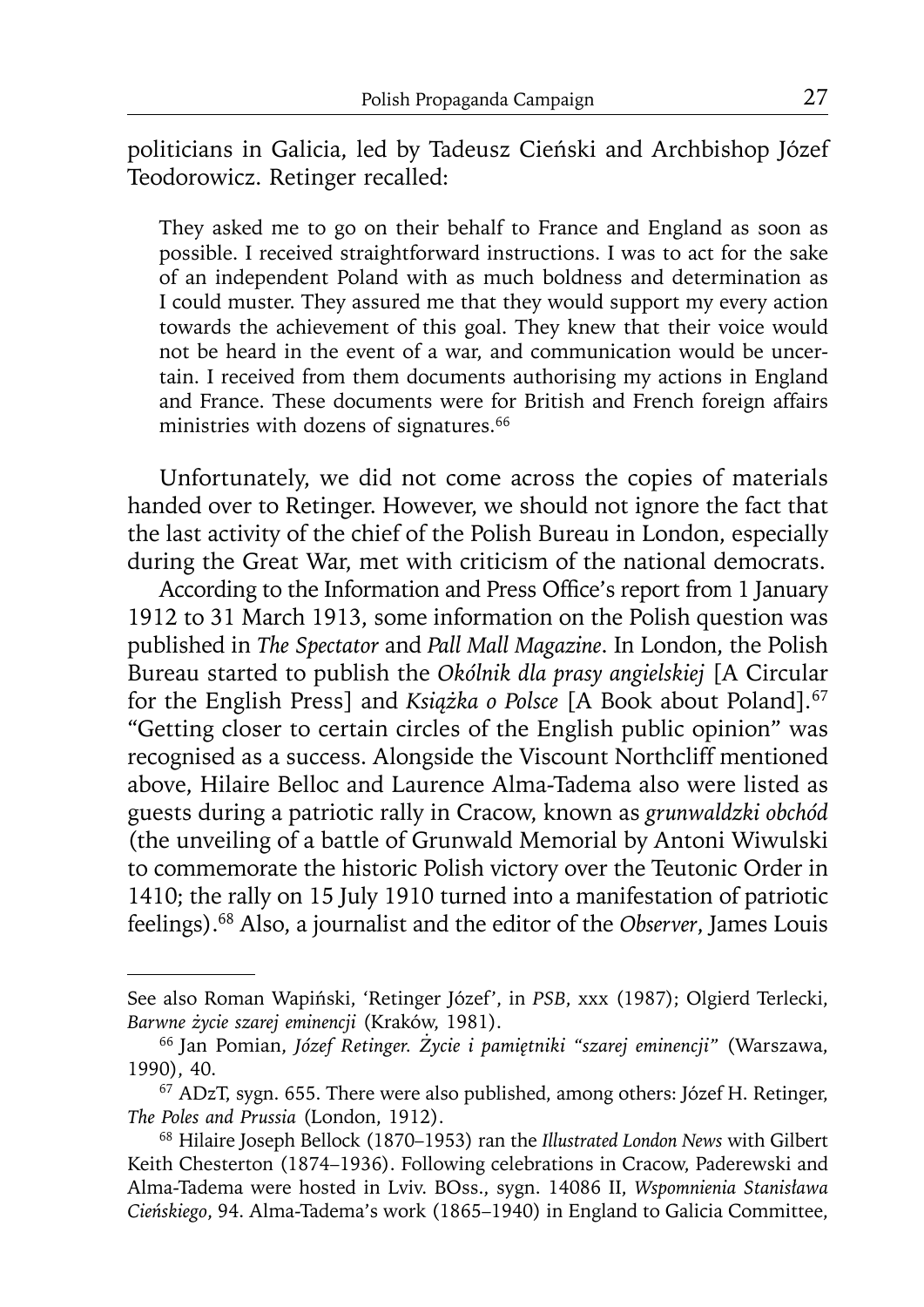politicians in Galicia, led by Tadeusz Cieński and Archbishop Józef Teodorowicz. Retinger recalled:

> They asked me to go on their behalf to France and England as soon as possible. I received straightforward instructions. I was to act for the sake of an independent Poland with as much boldness and determination as I could muster. They assured me that they would support my every action towards the achievement of this goal. They knew that their voice would not be heard in the event of a war, and communication would be uncertain. I received from them documents authorising my actions in England and France. These documents were for British and French foreign affairs ministries with dozens of signatures.[66]

Unfortunately, we did not come across the copies of materials handed over to Retinger. However, we should not ignore the fact that the last activity of the chief of the Polish Bureau in London, especially during the Great War, met with criticism of the national democrats.

According to the Information and Press Office's report from 1 January 1912 to 31 March 1913, some information on the Polish question was published in *The Spectator* and *Pall Mall Magazine*. In London, the Polish Bureau started to publish the *Okólnik dla prasy angielskiej* [A Circular for the English Press] and *Książka o Polsce* [A Book about Poland].[67] "Getting closer to certain circles of the English public opinion" was recognised as a success. Alongside the Viscount Northcliff mentioned above, Hilaire Belloc and Laurence Alma-Tadema also were listed as guests during a patriotic rally in Cracow, known as *grunwaldzki obchód* (the unveiling of a battle of Grunwald Memorial by Antoni Wiwulski to commemorate the historic Polish victory over the Teutonic Order in 1410; the rally on 15 July 1910 turned into a manifestation of patriotic feelings).[68] Also, a journalist and the editor of the *Observer*, James Louis

---

See also Roman Wapiński, 'Retinger Józef', in *PSB*, xxx (1987); Olgierd Terlecki, *Barwne życie szarej eminencji* (Kraków, 1981).

[66] Jan Pomian, *Józef Retinger. Życie i pamiętniki "szarej eminencji"* (Warszawa, 1990), 40.

[67] ADzT, sygn. 655. There were also published, among others: Józef H. Retinger, *The Poles and Prussia* (London, 1912).

[68] Hilaire Joseph Bellock (1870–1953) ran the *Illustrated London News* with Gilbert Keith Chesterton (1874–1936). Following celebrations in Cracow, Paderewski and Alma-Tadema were hosted in Lviv. BOss., sygn. 14086 II, *Wspomnienia Stanisława Cieńskiego*, 94. Alma-Tadema's work (1865–1940) in England to Galicia Committee,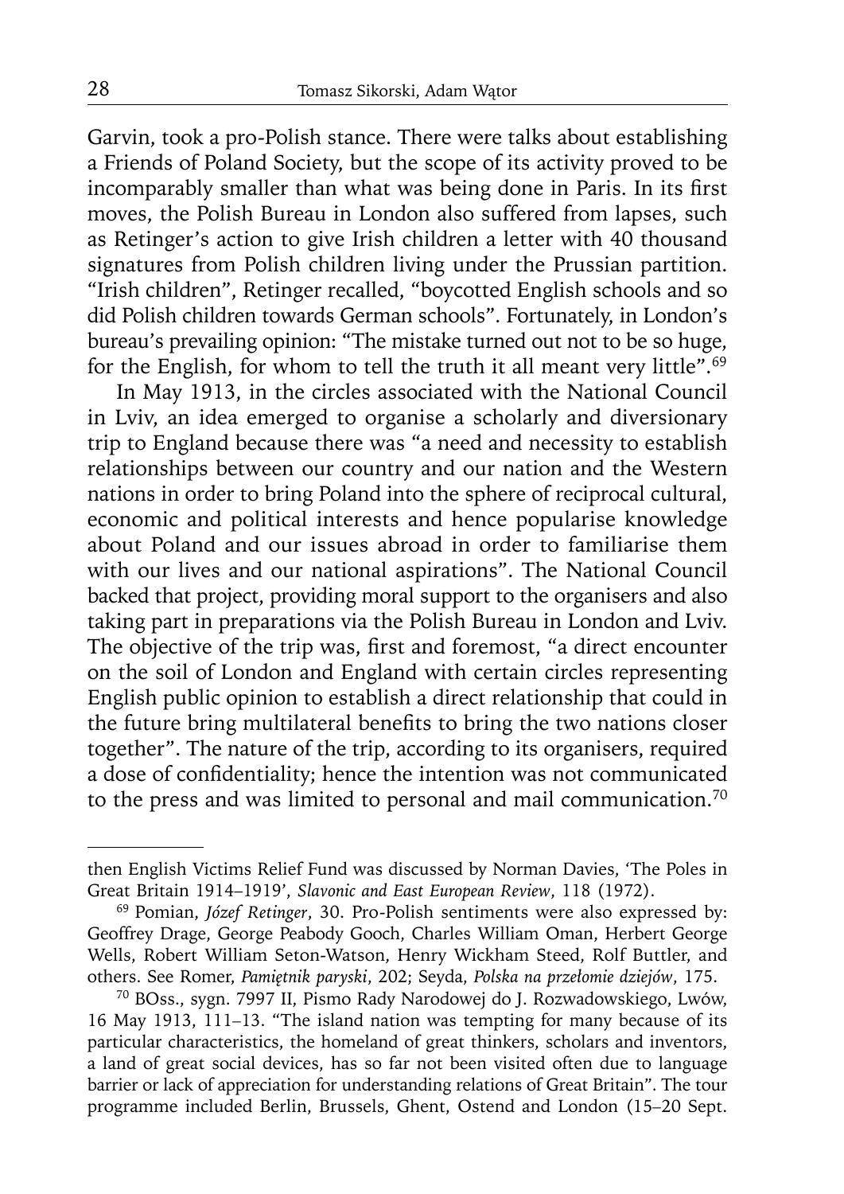Garvin, took a pro-Polish stance. There were talks about establishing a Friends of Poland Society, but the scope of its activity proved to be incomparably smaller than what was being done in Paris. In its first moves, the Polish Bureau in London also suffered from lapses, such as Retinger's action to give Irish children a letter with 40 thousand signatures from Polish children living under the Prussian partition. "Irish children", Retinger recalled, "boycotted English schools and so did Polish children towards German schools". Fortunately, in London's bureau's prevailing opinion: "The mistake turned out not to be so huge, for the English, for whom to tell the truth it all meant very little".[69]

In May 1913, in the circles associated with the National Council in Lviv, an idea emerged to organise a scholarly and diversionary trip to England because there was "a need and necessity to establish relationships between our country and our nation and the Western nations in order to bring Poland into the sphere of reciprocal cultural, economic and political interests and hence popularise knowledge about Poland and our issues abroad in order to familiarise them with our lives and our national aspirations". The National Council backed that project, providing moral support to the organisers and also taking part in preparations via the Polish Bureau in London and Lviv. The objective of the trip was, first and foremost, "a direct encounter on the soil of London and England with certain circles representing English public opinion to establish a direct relationship that could in the future bring multilateral benefits to bring the two nations closer together". The nature of the trip, according to its organisers, required a dose of confidentiality; hence the intention was not communicated to the press and was limited to personal and mail communication.[70]

---

then English Victims Relief Fund was discussed by Norman Davies, 'The Poles in Great Britain 1914–1919', *Slavonic and East European Review*, 118 (1972).

[69] Pomian, *Józef Retinger*, 30. Pro-Polish sentiments were also expressed by: Geoffrey Drage, George Peabody Gooch, Charles William Oman, Herbert George Wells, Robert William Seton-Watson, Henry Wickham Steed, Rolf Buttler, and others. See Romer, *Pamiętnik paryski*, 202; Seyda, *Polska na przełomie dziejów*, 175.

[70] BOss., sygn. 7997 II, Pismo Rady Narodowej do J. Rozwadowskiego, Lwów, 16 May 1913, 111–13. "The island nation was tempting for many because of its particular characteristics, the homeland of great thinkers, scholars and inventors, a land of great social devices, has so far not been visited often due to language barrier or lack of appreciation for understanding relations of Great Britain". The tour programme included Berlin, Brussels, Ghent, Ostend and London (15–20 Sept.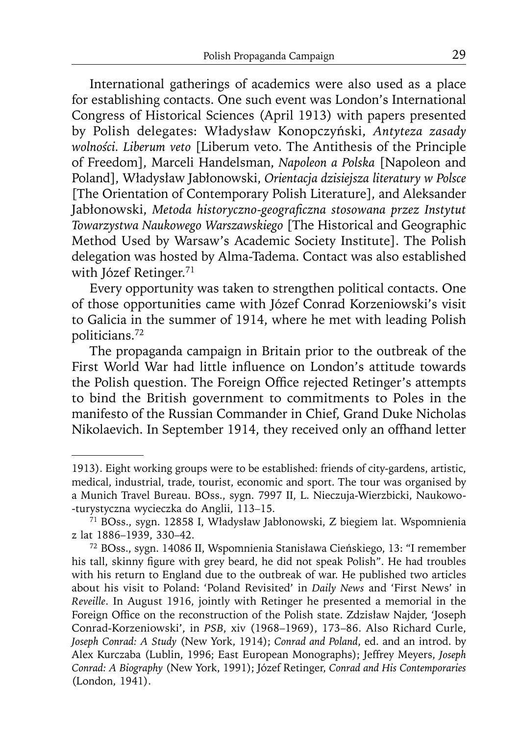International gatherings of academics were also used as a place for establishing contacts. One such event was London's International Congress of Historical Sciences (April 1913) with papers presented by Polish delegates: Władysław Konopczyński, *Antyteza zasady wolności. Liberum veto* [Liberum veto. The Antithesis of the Principle of Freedom], Marceli Handelsman, *Napoleon a Polska* [Napoleon and Poland], Władysław Jabłonowski, *Orientacja dzisiejsza literatury w Polsce* [The Orientation of Contemporary Polish Literature], and Aleksander Jabłonowski, *Metoda historyczno-geograficzna stosowana przez Instytut Towarzystwa Naukowego Warszawskiego* [The Historical and Geographic Method Used by Warsaw's Academic Society Institute]. The Polish delegation was hosted by Alma-Tadema. Contact was also established with Józef Retinger.[71]

Every opportunity was taken to strengthen political contacts. One of those opportunities came with Józef Conrad Korzeniowski's visit to Galicia in the summer of 1914, where he met with leading Polish politicians.[72]

The propaganda campaign in Britain prior to the outbreak of the First World War had little influence on London's attitude towards the Polish question. The Foreign Office rejected Retinger's attempts to bind the British government to commitments to Poles in the manifesto of the Russian Commander in Chief, Grand Duke Nicholas Nikolaevich. In September 1914, they received only an offhand letter

---

1913). Eight working groups were to be established: friends of city-gardens, artistic, medical, industrial, trade, tourist, economic and sport. The tour was organised by a Munich Travel Bureau. BOss., sygn. 7997 II, L. Nieczuja-Wierzbicki, Naukowo--turystyczna wycieczka do Anglii, 113–15.

[71] BOss., sygn. 12858 I, Władysław Jabłonowski, Z biegiem lat. Wspomnienia z lat 1886–1939, 330–42.

[72] BOss., sygn. 14086 II, Wspomnienia Stanisława Cieńskiego, 13: "I remember his tall, skinny figure with grey beard, he did not speak Polish". He had troubles with his return to England due to the outbreak of war. He published two articles about his visit to Poland: 'Poland Revisited' in *Daily News* and 'First News' in *Reveille*. In August 1916, jointly with Retinger he presented a memorial in the Foreign Office on the reconstruction of the Polish state. Zdzisław Najder, 'Joseph Conrad-Korzeniowski', in *PSB*, xiv (1968–1969), 173–86. Also Richard Curle, *Joseph Conrad: A Study* (New York, 1914); *Conrad and Poland*, ed. and an introd. by Alex Kurczaba (Lublin, 1996; East European Monographs); Jeffrey Meyers, *Joseph Conrad: A Biography* (New York, 1991); Józef Retinger, *Conrad and His Contemporaries* (London, 1941).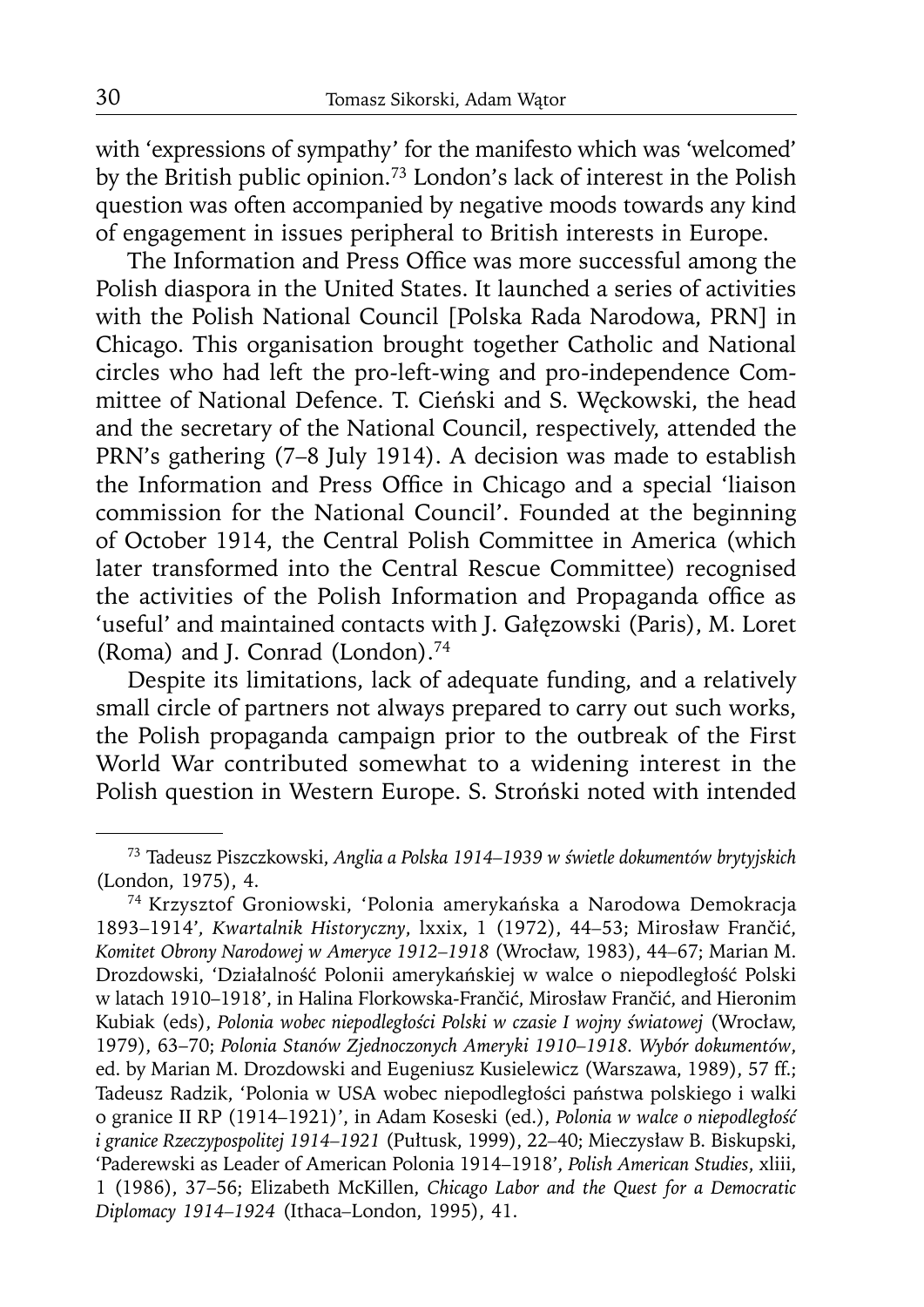with 'expressions of sympathy' for the manifesto which was 'welcomed' by the British public opinion.[73] London's lack of interest in the Polish question was often accompanied by negative moods towards any kind of engagement in issues peripheral to British interests in Europe.

The Information and Press Office was more successful among the Polish diaspora in the United States. It launched a series of activities with the Polish National Council [Polska Rada Narodowa, PRN] in Chicago. This organisation brought together Catholic and National circles who had left the pro-left-wing and pro-independence Committee of National Defence. T. Cieński and S. Węckowski, the head and the secretary of the National Council, respectively, attended the PRN's gathering (7–8 July 1914). A decision was made to establish the Information and Press Office in Chicago and a special 'liaison commission for the National Council'. Founded at the beginning of October 1914, the Central Polish Committee in America (which later transformed into the Central Rescue Committee) recognised the activities of the Polish Information and Propaganda office as 'useful' and maintained contacts with J. Gałęzowski (Paris), M. Loret (Roma) and J. Conrad (London).[74]

Despite its limitations, lack of adequate funding, and a relatively small circle of partners not always prepared to carry out such works, the Polish propaganda campaign prior to the outbreak of the First World War contributed somewhat to a widening interest in the Polish question in Western Europe. S. Stroński noted with intended

---

[73] Tadeusz Piszczkowski, *Anglia a Polska 1914–1939 w świetle dokumentów brytyjskich* (London, 1975), 4.

[74] Krzysztof Groniowski, 'Polonia amerykańska a Narodowa Demokracja 1893–1914', *Kwartalnik Historyczny*, lxxix, 1 (1972), 44–53; Mirosław Frančić, *Komitet Obrony Narodowej w Ameryce 1912–1918* (Wrocław, 1983), 44–67; Marian M. Drozdowski, 'Działalność Polonii amerykańskiej w walce o niepodległość Polski w latach 1910–1918', in Halina Florkowska-Frančić, Mirosław Frančić, and Hieronim Kubiak (eds), *Polonia wobec niepodległości Polski w czasie I wojny światowej* (Wrocław, 1979), 63–70; *Polonia Stanów Zjednoczonych Ameryki 1910–1918. Wybór dokumentów*, ed. by Marian M. Drozdowski and Eugeniusz Kusielewicz (Warszawa, 1989), 57 ff.; Tadeusz Radzik, 'Polonia w USA wobec niepodległości państwa polskiego i walki o granice II RP (1914–1921)', in Adam Koseski (ed.), *Polonia w walce o niepodległość i granice Rzeczypospolitej 1914–1921* (Pułtusk, 1999), 22–40; Mieczysław B. Biskupski, 'Paderewski as Leader of American Polonia 1914–1918', *Polish American Studies*, xliii, 1 (1986), 37–56; Elizabeth McKillen, *Chicago Labor and the Quest for a Democratic Diplomacy 1914–1924* (Ithaca–London, 1995), 41.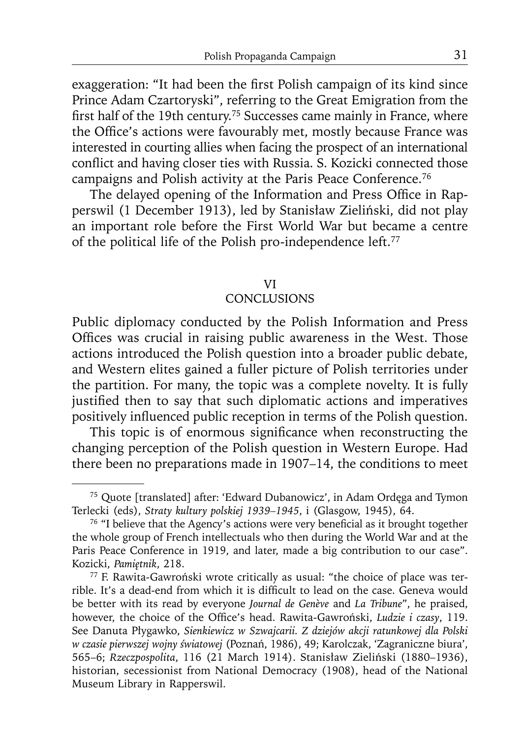exaggeration: "It had been the first Polish campaign of its kind since Prince Adam Czartoryski", referring to the Great Emigration from the first half of the 19th century.[75] Successes came mainly in France, where the Office's actions were favourably met, mostly because France was interested in courting allies when facing the prospect of an international conflict and having closer ties with Russia. S. Kozicki connected those campaigns and Polish activity at the Paris Peace Conference.[76]

The delayed opening of the Information and Press Office in Rapperswil (1 December 1913), led by Stanisław Zieliński, did not play an important role before the First World War but became a centre of the political life of the Polish pro-independence left.[77]

## VI
## CONCLUSIONS

Public diplomacy conducted by the Polish Information and Press Offices was crucial in raising public awareness in the West. Those actions introduced the Polish question into a broader public debate, and Western elites gained a fuller picture of Polish territories under the partition. For many, the topic was a complete novelty. It is fully justified then to say that such diplomatic actions and imperatives positively influenced public reception in terms of the Polish question.

This topic is of enormous significance when reconstructing the changing perception of the Polish question in Western Europe. Had there been no preparations made in 1907–14, the conditions to meet

---

[75] Quote [translated] after: 'Edward Dubanowicz', in Adam Ordęga and Tymon Terlecki (eds), *Straty kultury polskiej 1939–1945*, i (Glasgow, 1945), 64.

[76] "I believe that the Agency's actions were very beneficial as it brought together the whole group of French intellectuals who then during the World War and at the Paris Peace Conference in 1919, and later, made a big contribution to our case". Kozicki, *Pamiętnik*, 218.

[77] F. Rawita-Gawroński wrote critically as usual: "the choice of place was terrible. It's a dead-end from which it is difficult to lead on the case. Geneva would be better with its read by everyone *Journal de Genève* and *La Tribune*", he praised, however, the choice of the Office's head. Rawita-Gawroński, *Ludzie i czasy*, 119. See Danuta Pływgawko, *Sienkiewicz w Szwajcarii. Z dziejów akcji ratunkowej dla Polski w czasie pierwszej wojny światowej* (Poznań, 1986), 49; Karolczak, 'Zagraniczne biura', 565–6; *Rzeczpospolita*, 116 (21 March 1914). Stanisław Zieliński (1880–1936), historian, secessionist from National Democracy (1908), head of the National Museum Library in Rapperswil.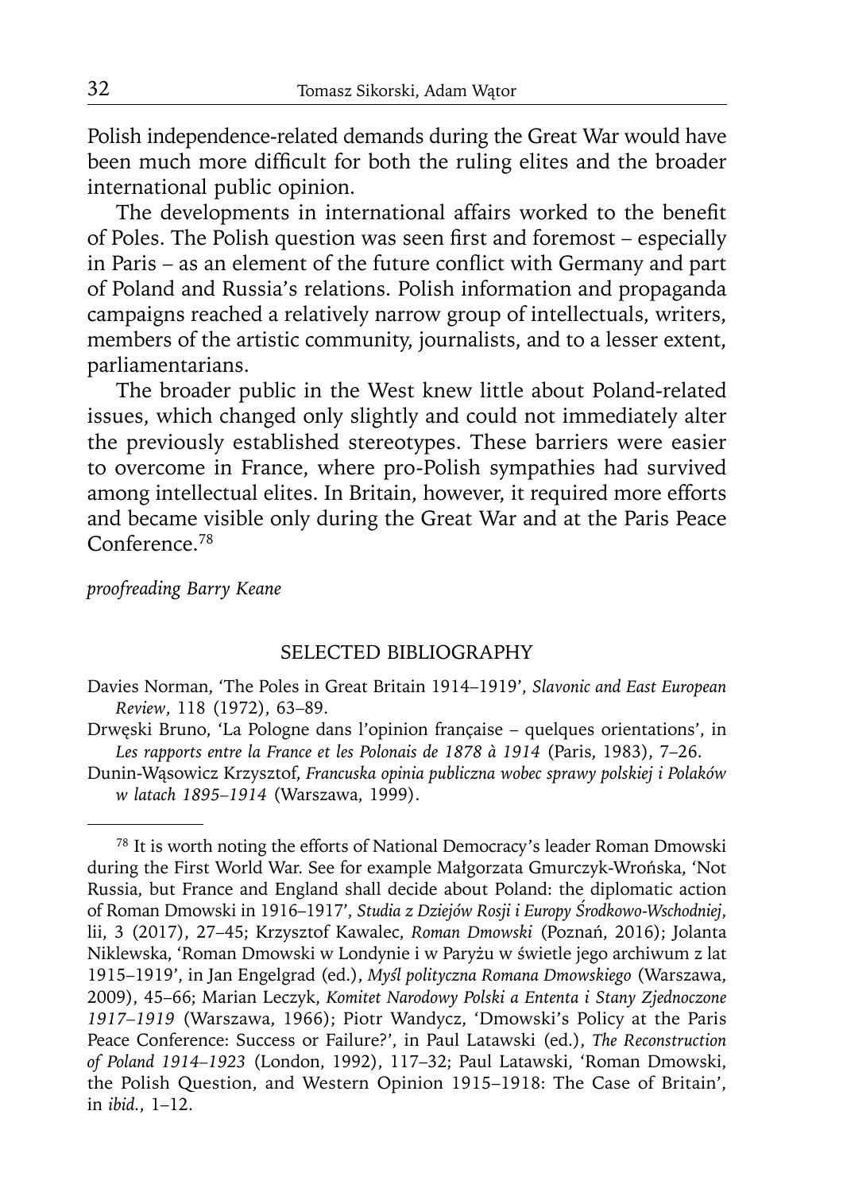Polish independence-related demands during the Great War would have been much more difficult for both the ruling elites and the broader international public opinion.

The developments in international affairs worked to the benefit of Poles. The Polish question was seen first and foremost – especially in Paris – as an element of the future conflict with Germany and part of Poland and Russia's relations. Polish information and propaganda campaigns reached a relatively narrow group of intellectuals, writers, members of the artistic community, journalists, and to a lesser extent, parliamentarians.

The broader public in the West knew little about Poland-related issues, which changed only slightly and could not immediately alter the previously established stereotypes. These barriers were easier to overcome in France, where pro-Polish sympathies had survived among intellectual elites. In Britain, however, it required more efforts and became visible only during the Great War and at the Paris Peace Conference.[78]

*proofreading Barry Keane*

## SELECTED BIBLIOGRAPHY

Davies Norman, 'The Poles in Great Britain 1914–1919', *Slavonic and East European Review*, 118 (1972), 63–89.

Drwęski Bruno, 'La Pologne dans l'opinion française – quelques orientations', in *Les rapports entre la France et les Polonais de 1878 à 1914* (Paris, 1983), 7–26.

Dunin-Wąsowicz Krzysztof, *Francuska opinia publiczna wobec sprawy polskiej i Polaków w latach 1895–1914* (Warszawa, 1999).

---

[78] It is worth noting the efforts of National Democracy's leader Roman Dmowski during the First World War. See for example Małgorzata Gmurczyk-Wrońska, 'Not Russia, but France and England shall decide about Poland: the diplomatic action of Roman Dmowski in 1916–1917', *Studia z Dziejów Rosji i Europy Środkowo-Wschodniej*, lii, 3 (2017), 27–45; Krzysztof Kawalec, *Roman Dmowski* (Poznań, 2016); Jolanta Niklewska, 'Roman Dmowski w Londynie i w Paryżu w świetle jego archiwum z lat 1915–1919', in Jan Engelgrad (ed.), *Myśl polityczna Romana Dmowskiego* (Warszawa, 2009), 45–66; Marian Leczyk, *Komitet Narodowy Polski a Ententa i Stany Zjednoczone 1917–1919* (Warszawa, 1966); Piotr Wandycz, 'Dmowski's Policy at the Paris Peace Conference: Success or Failure?', in Paul Latawski (ed.), *The Reconstruction of Poland 1914–1923* (London, 1992), 117–32; Paul Latawski, 'Roman Dmowski, the Polish Question, and Western Opinion 1915–1918: The Case of Britain', in *ibid.*, 1–12.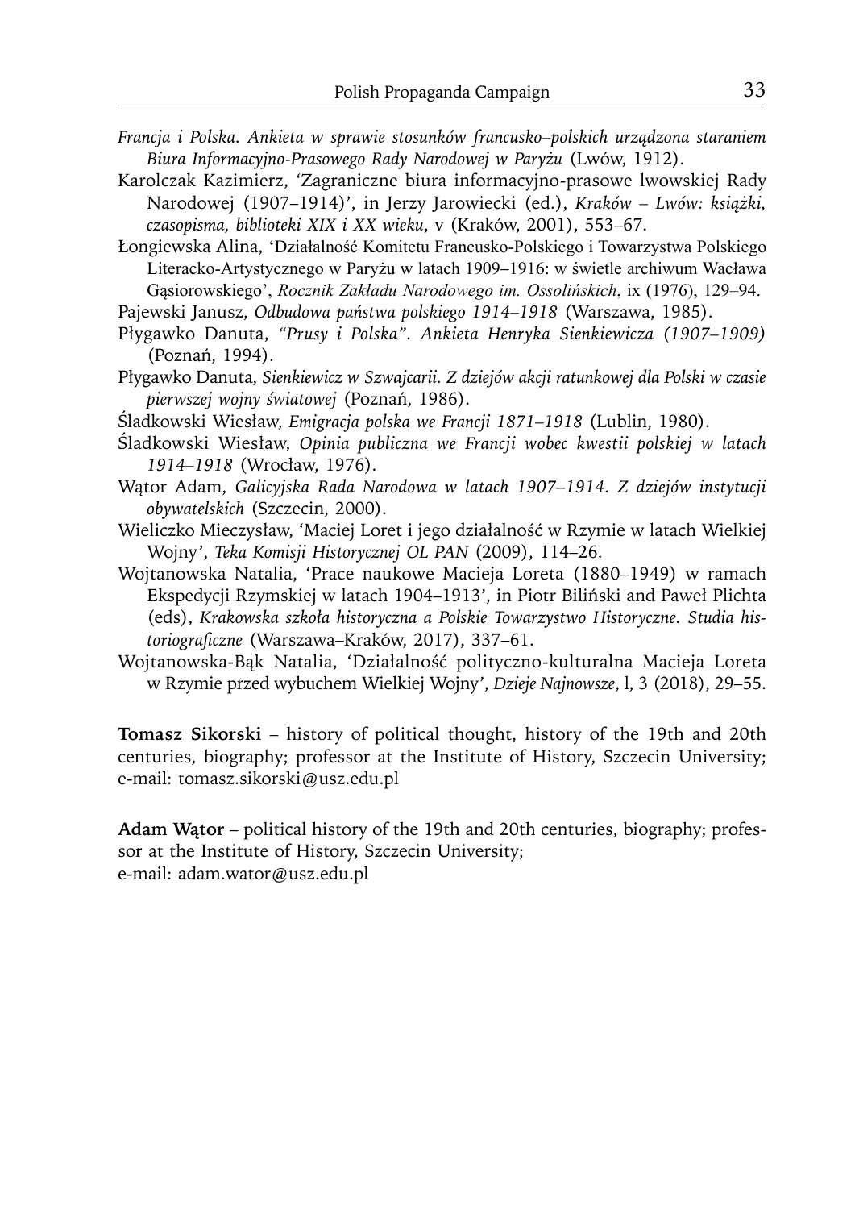*Francja i Polska. Ankieta w sprawie stosunków francusko–polskich urządzona staraniem Biura Informacyjno-Prasowego Rady Narodowej w Paryżu* (Lwów, 1912).

Karolczak Kazimierz, 'Zagraniczne biura informacyjno-prasowe lwowskiej Rady Narodowej (1907–1914)', in Jerzy Jarowiecki (ed.), *Kraków – Lwów: książki, czasopisma, biblioteki XIX i XX wieku*, v (Kraków, 2001), 553–67.

Łongiewska Alina, 'Działalność Komitetu Francusko-Polskiego i Towarzystwa Polskiego Literacko-Artystycznego w Paryżu w latach 1909–1916: w świetle archiwum Wacława Gąsiorowskiego', *Rocznik Zakładu Narodowego im. Ossolińskich*, ix (1976), 129–94.

Pajewski Janusz, *Odbudowa państwa polskiego 1914–1918* (Warszawa, 1985).

Pługawko Danuta, *"Prusy i Polska". Ankieta Henryka Sienkiewicza (1907–1909)* (Poznań, 1994).

Pługawko Danuta, *Sienkiewicz w Szwajcarii. Z dziejów akcji ratunkowej dla Polski w czasie pierwszej wojny światowej* (Poznań, 1986).

Śladkowski Wiesław, *Emigracja polska we Francji 1871–1918* (Lublin, 1980).

Śladkowski Wiesław, *Opinia publiczna we Francji wobec kwestii polskiej w latach 1914–1918* (Wrocław, 1976).

Wątor Adam, *Galicyjska Rada Narodowa w latach 1907–1914. Z dziejów instytucji obywatelskich* (Szczecin, 2000).

Wieliczko Mieczysław, 'Maciej Loret i jego działalność w Rzymie w latach Wielkiej Wojny', *Teka Komisji Historycznej OL PAN* (2009), 114–26.

Wojtanowska Natalia, 'Prace naukowe Macieja Loreta (1880–1949) w ramach Ekspedycji Rzymskiej w latach 1904–1913', in Piotr Biliński and Paweł Plichta (eds), *Krakowska szkoła historyczna a Polskie Towarzystwo Historyczne. Studia historiograficzne* (Warszawa–Kraków, 2017), 337–61.

Wojtanowska-Bąk Natalia, 'Działalność polityczno-kulturalna Macieja Loreta w Rzymie przed wybuchem Wielkiej Wojny', *Dzieje Najnowsze*, l, 3 (2018), 29–55.

**Tomasz Sikorski** – history of political thought, history of the 19th and 20th centuries, biography; professor at the Institute of History, Szczecin University; e-mail: tomasz.sikorski@usz.edu.pl

**Adam Wątor** – political history of the 19th and 20th centuries, biography; professor at the Institute of History, Szczecin University;
e-mail: adam.wator@usz.edu.pl